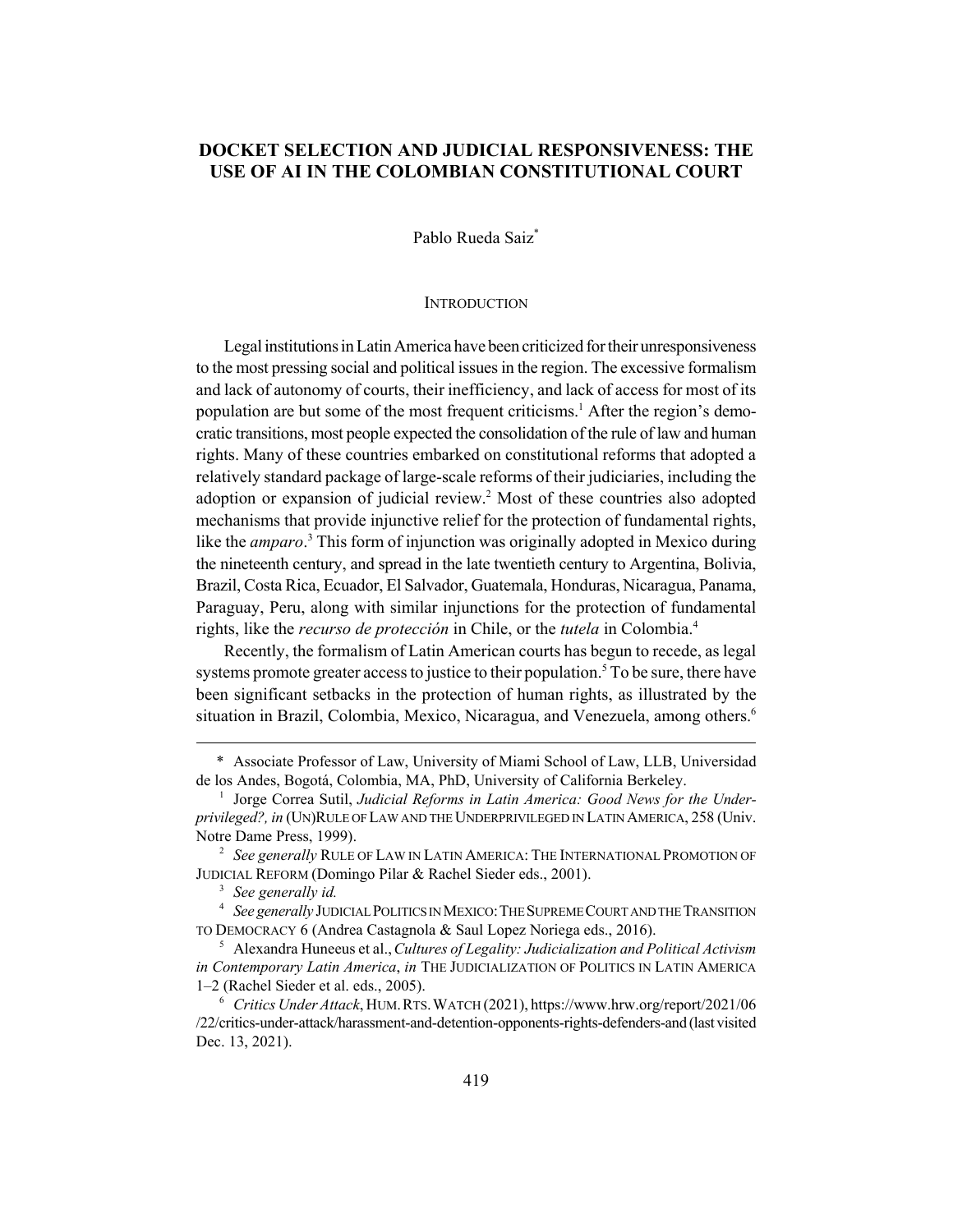# DOCKET SELECTION AND JUDICIAL RESPONSIVENESS: THE USE OF AI IN THE COLOMBIAN CONSTITUTIONAL COURT

Pablo Rueda Saiz*

## INTRODUCTION

Legal institutions in Latin America have been criticized for their unresponsiveness to the most pressing social and political issues in the region. The excessive formalism and lack of autonomy of courts, their inefficiency, and lack of access for most of its population are but some of the most frequent criticisms.[1] After the region's democratic transitions, most people expected the consolidation of the rule of law and human rights. Many of these countries embarked on constitutional reforms that adopted a relatively standard package of large-scale reforms of their judiciaries, including the adoption or expansion of judicial review.[2] Most of these countries also adopted mechanisms that provide injunctive relief for the protection of fundamental rights, like the *amparo*.[3] This form of injunction was originally adopted in Mexico during the nineteenth century, and spread in the late twentieth century to Argentina, Bolivia, Brazil, Costa Rica, Ecuador, El Salvador, Guatemala, Honduras, Nicaragua, Panama, Paraguay, Peru, along with similar injunctions for the protection of fundamental rights, like the *recurso de protección* in Chile, or the *tutela* in Colombia.[4]

Recently, the formalism of Latin American courts has begun to recede, as legal systems promote greater access to justice to their population.[5] To be sure, there have been significant setbacks in the protection of human rights, as illustrated by the situation in Brazil, Colombia, Mexico, Nicaragua, and Venezuela, among others.[6]

---

\* Associate Professor of Law, University of Miami School of Law, LLB, Universidad de los Andes, Bogotá, Colombia, MA, PhD, University of California Berkeley.

[1] Jorge Correa Sutil, *Judicial Reforms in Latin America: Good News for the Underprivileged?, in* (UN)RULE OF LAW AND THE UNDERPRIVILEGED IN LATIN AMERICA, 258 (Univ. Notre Dame Press, 1999).

[2] *See generally* RULE OF LAW IN LATIN AMERICA: THE INTERNATIONAL PROMOTION OF JUDICIAL REFORM (Domingo Pilar & Rachel Sieder eds., 2001).

[3] *See generally id.*

[4] *See generally* JUDICIAL POLITICS IN MEXICO: THE SUPREME COURT AND THE TRANSITION TO DEMOCRACY 6 (Andrea Castagnola & Saul Lopez Noriega eds., 2016).

[5] Alexandra Huneeus et al., *Cultures of Legality: Judicialization and Political Activism in Contemporary Latin America*, *in* THE JUDICIALIZATION OF POLITICS IN LATIN AMERICA 1–2 (Rachel Sieder et al. eds., 2005).

[6] *Critics Under Attack*, HUM. RTS. WATCH (2021), https://www.hrw.org/report/2021/06/22/critics-under-attack/harassment-and-detention-opponents-rights-defenders-and (last visited Dec. 13, 2021).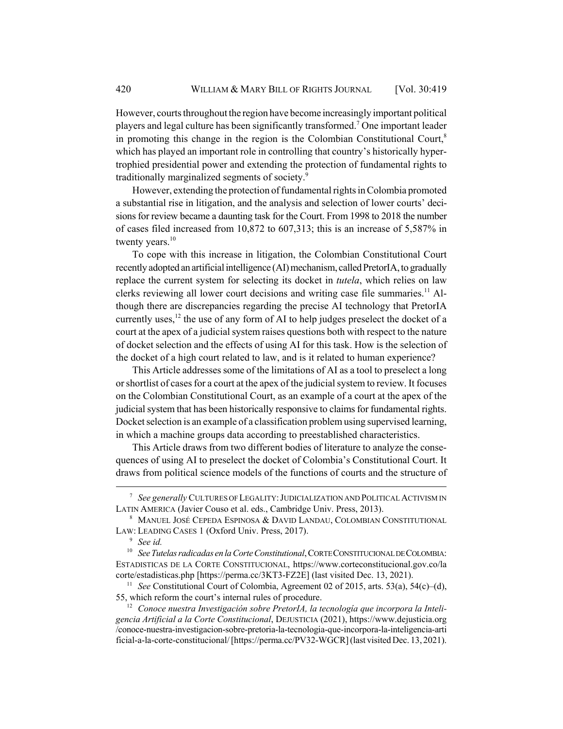However, courts throughout the region have become increasingly important political players and legal culture has been significantly transformed.[7] One important leader in promoting this change in the region is the Colombian Constitutional Court,[8] which has played an important role in controlling that country's historically hypertrophied presidential power and extending the protection of fundamental rights to traditionally marginalized segments of society.[9]

However, extending the protection of fundamental rights in Colombia promoted a substantial rise in litigation, and the analysis and selection of lower courts' decisions for review became a daunting task for the Court. From 1998 to 2018 the number of cases filed increased from 10,872 to 607,313; this is an increase of 5,587% in twenty years.[10]

To cope with this increase in litigation, the Colombian Constitutional Court recently adopted an artificial intelligence (AI) mechanism, called PretorIA, to gradually replace the current system for selecting its docket in *tutela*, which relies on law clerks reviewing all lower court decisions and writing case file summaries.[11] Although there are discrepancies regarding the precise AI technology that PretorIA currently uses,[12] the use of any form of AI to help judges preselect the docket of a court at the apex of a judicial system raises questions both with respect to the nature of docket selection and the effects of using AI for this task. How is the selection of the docket of a high court related to law, and is it related to human experience?

This Article addresses some of the limitations of AI as a tool to preselect a long or shortlist of cases for a court at the apex of the judicial system to review. It focuses on the Colombian Constitutional Court, as an example of a court at the apex of the judicial system that has been historically responsive to claims for fundamental rights. Docket selection is an example of a classification problem using supervised learning, in which a machine groups data according to preestablished characteristics.

This Article draws from two different bodies of literature to analyze the consequences of using AI to preselect the docket of Colombia's Constitutional Court. It draws from political science models of the functions of courts and the structure of

---

[7] *See generally* CULTURES OF LEGALITY: JUDICIALIZATION AND POLITICAL ACTIVISM IN LATIN AMERICA (Javier Couso et al. eds., Cambridge Univ. Press, 2013).

[8] MANUEL JOSÉ CEPEDA ESPINOSA & DAVID LANDAU, COLOMBIAN CONSTITUTIONAL LAW: LEADING CASES 1 (Oxford Univ. Press, 2017).

[9] *See id.*

[10] *See Tutelas radicadas en la Corte Constitutional*, CORTE CONSTITUCIONAL DE COLOMBIA: ESTADISTICAS DE LA CORTE CONSTITUCIONAL, https://www.corteconstitucional.gov.co/lacorte/estadisticas.php [https://perma.cc/3KT3-FZ2E] (last visited Dec. 13, 2021).

[11] *See* Constitutional Court of Colombia, Agreement 02 of 2015, arts. 53(a), 54(c)–(d), 55, which reform the court's internal rules of procedure.

[12] *Conoce nuestra Investigación sobre PretorIA, la tecnología que incorpora la Inteligencia Artificial a la Corte Constitucional*, DEJUSTICIA (2021), https://www.dejusticia.org/conoce-nuestra-investigacion-sobre-pretoria-la-tecnologia-que-incorpora-la-inteligencia-artificial-a-la-corte-constitucional/ [https://perma.cc/PV32-WGCR] (last visited Dec. 13, 2021).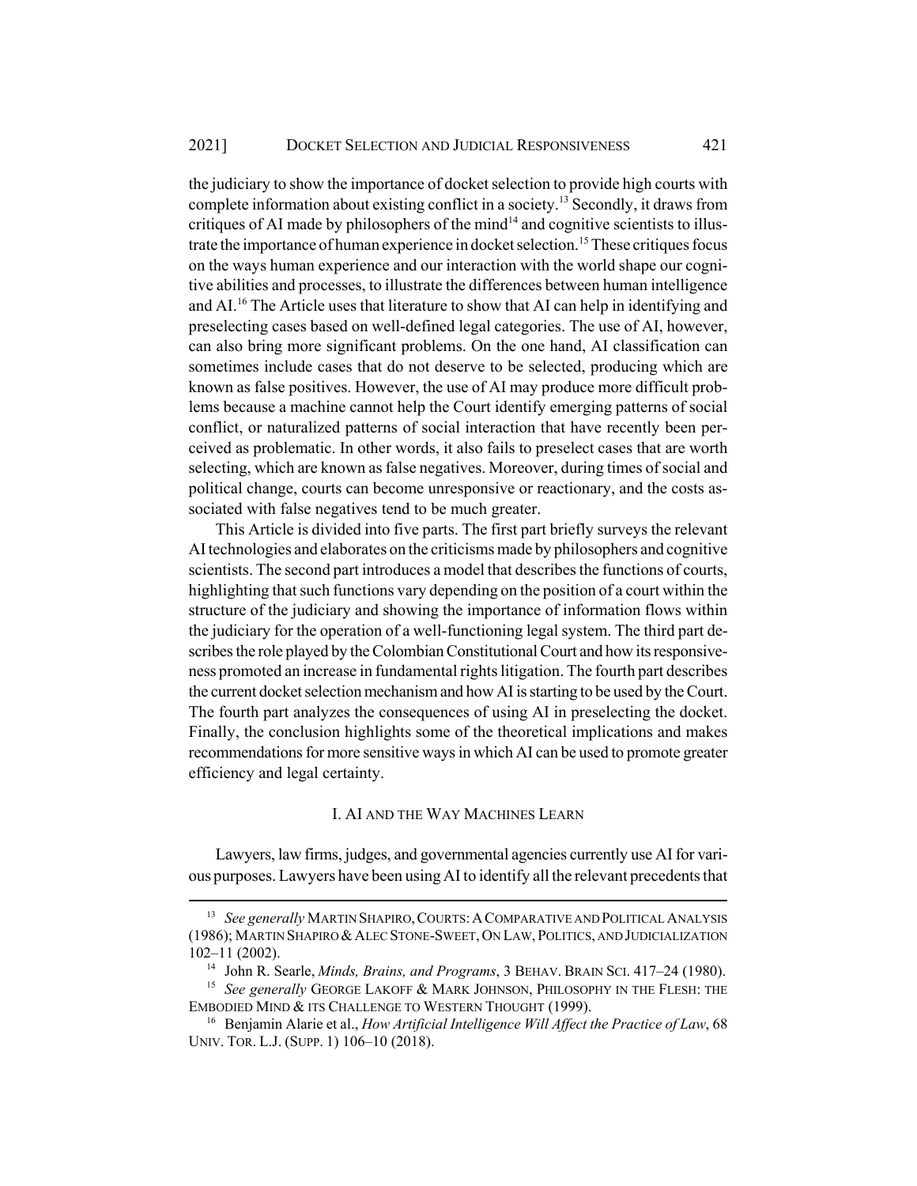the judiciary to show the importance of docket selection to provide high courts with complete information about existing conflict in a society.[13] Secondly, it draws from critiques of AI made by philosophers of the mind[14] and cognitive scientists to illustrate the importance of human experience in docket selection.[15] These critiques focus on the ways human experience and our interaction with the world shape our cognitive abilities and processes, to illustrate the differences between human intelligence and AI.[16] The Article uses that literature to show that AI can help in identifying and preselecting cases based on well-defined legal categories. The use of AI, however, can also bring more significant problems. On the one hand, AI classification can sometimes include cases that do not deserve to be selected, producing which are known as false positives. However, the use of AI may produce more difficult problems because a machine cannot help the Court identify emerging patterns of social conflict, or naturalized patterns of social interaction that have recently been perceived as problematic. In other words, it also fails to preselect cases that are worth selecting, which are known as false negatives. Moreover, during times of social and political change, courts can become unresponsive or reactionary, and the costs associated with false negatives tend to be much greater.

This Article is divided into five parts. The first part briefly surveys the relevant AI technologies and elaborates on the criticisms made by philosophers and cognitive scientists. The second part introduces a model that describes the functions of courts, highlighting that such functions vary depending on the position of a court within the structure of the judiciary and showing the importance of information flows within the judiciary for the operation of a well-functioning legal system. The third part describes the role played by the Colombian Constitutional Court and how its responsiveness promoted an increase in fundamental rights litigation. The fourth part describes the current docket selection mechanism and how AI is starting to be used by the Court. The fourth part analyzes the consequences of using AI in preselecting the docket. Finally, the conclusion highlights some of the theoretical implications and makes recommendations for more sensitive ways in which AI can be used to promote greater efficiency and legal certainty.

## I. AI AND THE WAY MACHINES LEARN

Lawyers, law firms, judges, and governmental agencies currently use AI for various purposes. Lawyers have been using AI to identify all the relevant precedents that

---

[13] *See generally* MARTIN SHAPIRO, COURTS: A COMPARATIVE AND POLITICAL ANALYSIS (1986); MARTIN SHAPIRO & ALEC STONE-SWEET, ON LAW, POLITICS, AND JUDICIALIZATION 102–11 (2002).

[14] John R. Searle, *Minds, Brains, and Programs*, 3 BEHAV. BRAIN SCI. 417–24 (1980).

[15] *See generally* GEORGE LAKOFF & MARK JOHNSON, PHILOSOPHY IN THE FLESH: THE EMBODIED MIND & ITS CHALLENGE TO WESTERN THOUGHT (1999).

[16] Benjamin Alarie et al., *How Artificial Intelligence Will Affect the Practice of Law*, 68 UNIV. TOR. L.J. (SUPP. 1) 106–10 (2018).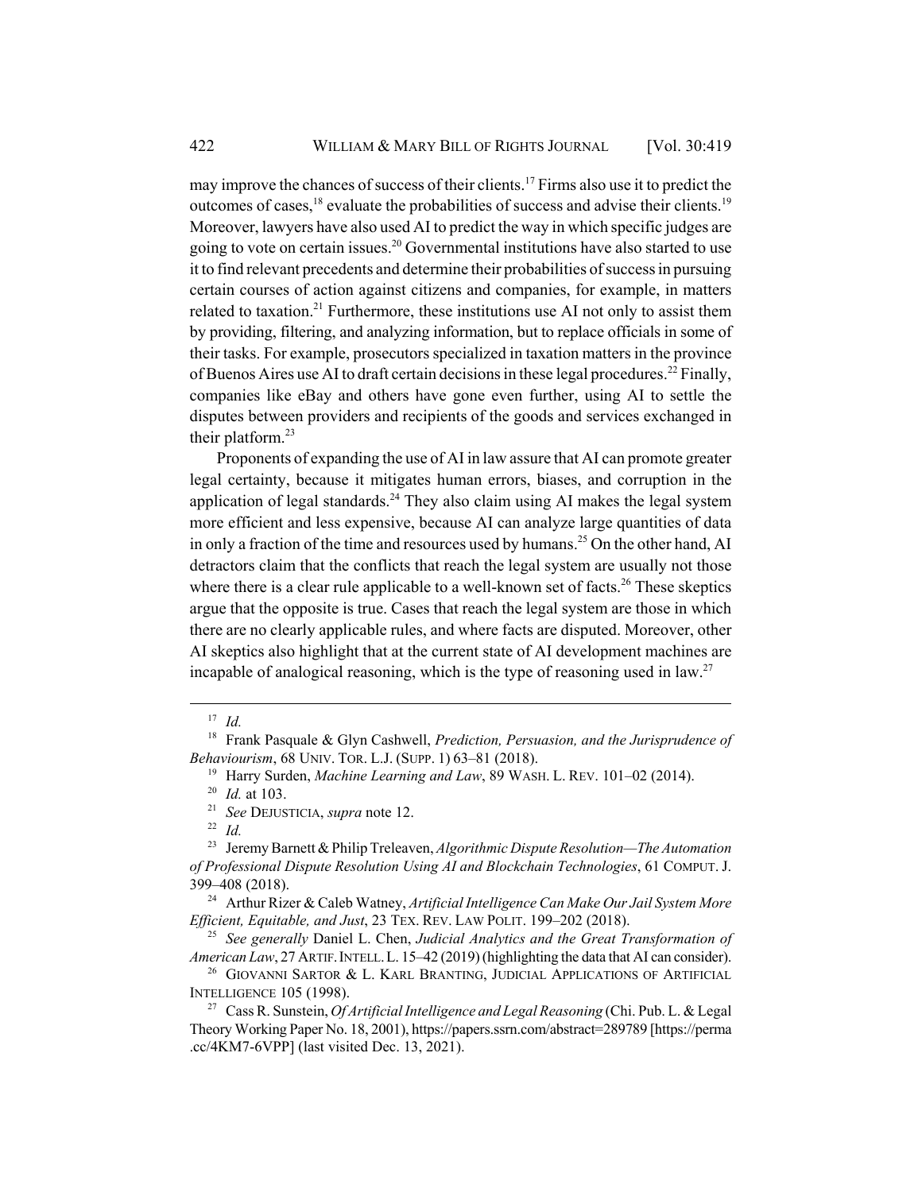may improve the chances of success of their clients.[17] Firms also use it to predict the outcomes of cases,[18] evaluate the probabilities of success and advise their clients.[19] Moreover, lawyers have also used AI to predict the way in which specific judges are going to vote on certain issues.[20] Governmental institutions have also started to use it to find relevant precedents and determine their probabilities of success in pursuing certain courses of action against citizens and companies, for example, in matters related to taxation.[21] Furthermore, these institutions use AI not only to assist them by providing, filtering, and analyzing information, but to replace officials in some of their tasks. For example, prosecutors specialized in taxation matters in the province of Buenos Aires use AI to draft certain decisions in these legal procedures.[22] Finally, companies like eBay and others have gone even further, using AI to settle the disputes between providers and recipients of the goods and services exchanged in their platform.[23]

Proponents of expanding the use of AI in law assure that AI can promote greater legal certainty, because it mitigates human errors, biases, and corruption in the application of legal standards.[24] They also claim using AI makes the legal system more efficient and less expensive, because AI can analyze large quantities of data in only a fraction of the time and resources used by humans.[25] On the other hand, AI detractors claim that the conflicts that reach the legal system are usually not those where there is a clear rule applicable to a well-known set of facts.[26] These skeptics argue that the opposite is true. Cases that reach the legal system are those in which there are no clearly applicable rules, and where facts are disputed. Moreover, other AI skeptics also highlight that at the current state of AI development machines are incapable of analogical reasoning, which is the type of reasoning used in law.[27]

---

[17] *Id.*

[18] Frank Pasquale & Glyn Cashwell, *Prediction, Persuasion, and the Jurisprudence of Behaviourism*, 68 UNIV. TOR. L.J. (SUPP. 1) 63–81 (2018).

[19] Harry Surden, *Machine Learning and Law*, 89 WASH. L. REV. 101–02 (2014).

[20] *Id.* at 103.

[21] *See* DEJUSTICIA, *supra* note 12.

[22] *Id.*

[23] Jeremy Barnett & Philip Treleaven, *Algorithmic Dispute Resolution—The Automation of Professional Dispute Resolution Using AI and Blockchain Technologies*, 61 COMPUT. J. 399–408 (2018).

[24] Arthur Rizer & Caleb Watney, *Artificial Intelligence Can Make Our Jail System More Efficient, Equitable, and Just*, 23 TEX. REV. LAW POLIT. 199–202 (2018).

[25] *See generally* Daniel L. Chen, *Judicial Analytics and the Great Transformation of American Law*, 27 ARTIF. INTELL. L. 15–42 (2019) (highlighting the data that AI can consider).

[26] GIOVANNI SARTOR & L. KARL BRANTING, JUDICIAL APPLICATIONS OF ARTIFICIAL INTELLIGENCE 105 (1998).

[27] Cass R. Sunstein, *Of Artificial Intelligence and Legal Reasoning* (Chi. Pub. L. & Legal Theory Working Paper No. 18, 2001), https://papers.ssrn.com/abstract=289789 [https://perma.cc/4KM7-6VPP] (last visited Dec. 13, 2021).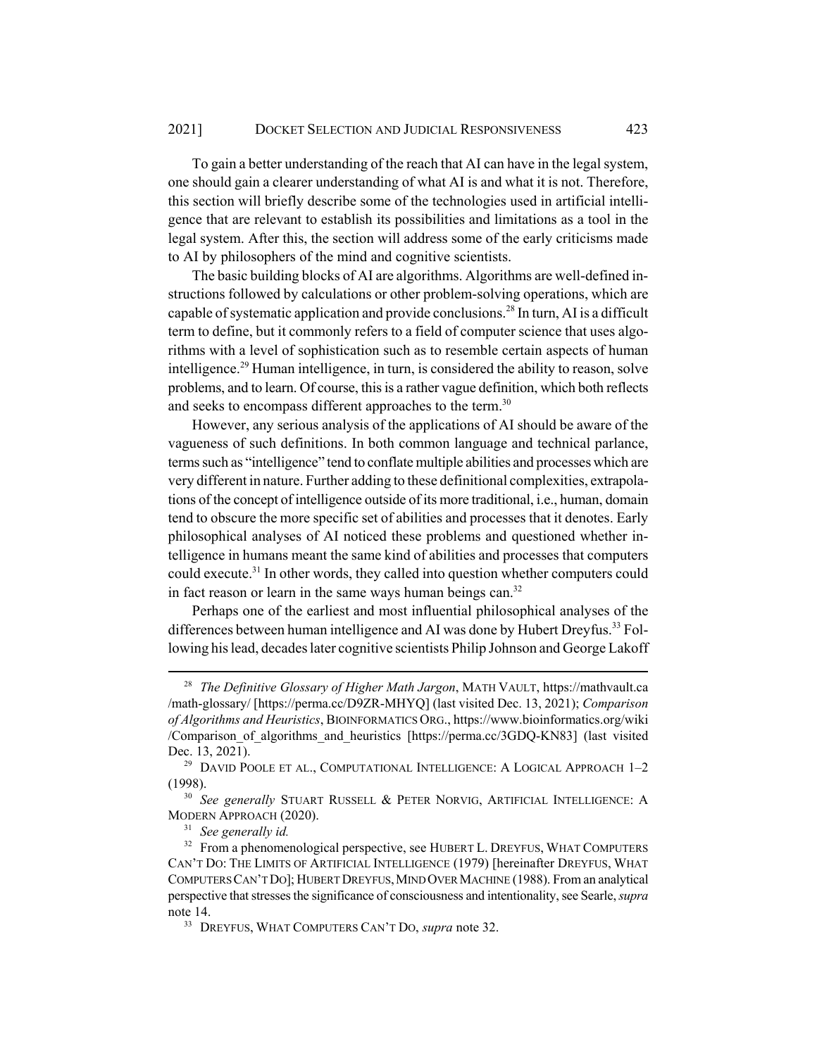To gain a better understanding of the reach that AI can have in the legal system, one should gain a clearer understanding of what AI is and what it is not. Therefore, this section will briefly describe some of the technologies used in artificial intelligence that are relevant to establish its possibilities and limitations as a tool in the legal system. After this, the section will address some of the early criticisms made to AI by philosophers of the mind and cognitive scientists.

The basic building blocks of AI are algorithms. Algorithms are well-defined instructions followed by calculations or other problem-solving operations, which are capable of systematic application and provide conclusions.[28] In turn, AI is a difficult term to define, but it commonly refers to a field of computer science that uses algorithms with a level of sophistication such as to resemble certain aspects of human intelligence.[29] Human intelligence, in turn, is considered the ability to reason, solve problems, and to learn. Of course, this is a rather vague definition, which both reflects and seeks to encompass different approaches to the term.[30]

However, any serious analysis of the applications of AI should be aware of the vagueness of such definitions. In both common language and technical parlance, terms such as "intelligence" tend to conflate multiple abilities and processes which are very different in nature. Further adding to these definitional complexities, extrapolations of the concept of intelligence outside of its more traditional, i.e., human, domain tend to obscure the more specific set of abilities and processes that it denotes. Early philosophical analyses of AI noticed these problems and questioned whether intelligence in humans meant the same kind of abilities and processes that computers could execute.[31] In other words, they called into question whether computers could in fact reason or learn in the same ways human beings can.[32]

Perhaps one of the earliest and most influential philosophical analyses of the differences between human intelligence and AI was done by Hubert Dreyfus.[33] Following his lead, decades later cognitive scientists Philip Johnson and George Lakoff

---

[28] *The Definitive Glossary of Higher Math Jargon*, MATH VAULT, https://mathvault.ca/math-glossary/ [https://perma.cc/D9ZR-MHYQ] (last visited Dec. 13, 2021); *Comparison of Algorithms and Heuristics*, BIOINFORMATICS ORG., https://www.bioinformatics.org/wiki/Comparison_of_algorithms_and_heuristics [https://perma.cc/3GDQ-KN83] (last visited Dec. 13, 2021).

[29] DAVID POOLE ET AL., COMPUTATIONAL INTELLIGENCE: A LOGICAL APPROACH 1–2 (1998).

[30] *See generally* STUART RUSSELL & PETER NORVIG, ARTIFICIAL INTELLIGENCE: A MODERN APPROACH (2020).

[31] *See generally id.*

[32] From a phenomenological perspective, see HUBERT L. DREYFUS, WHAT COMPUTERS CAN'T DO: THE LIMITS OF ARTIFICIAL INTELLIGENCE (1979) [hereinafter DREYFUS, WHAT COMPUTERS CAN'T DO]; HUBERT DREYFUS, MIND OVER MACHINE (1988). From an analytical perspective that stresses the significance of consciousness and intentionality, see Searle, *supra* note 14.

[33] DREYFUS, WHAT COMPUTERS CAN'T DO, *supra* note 32.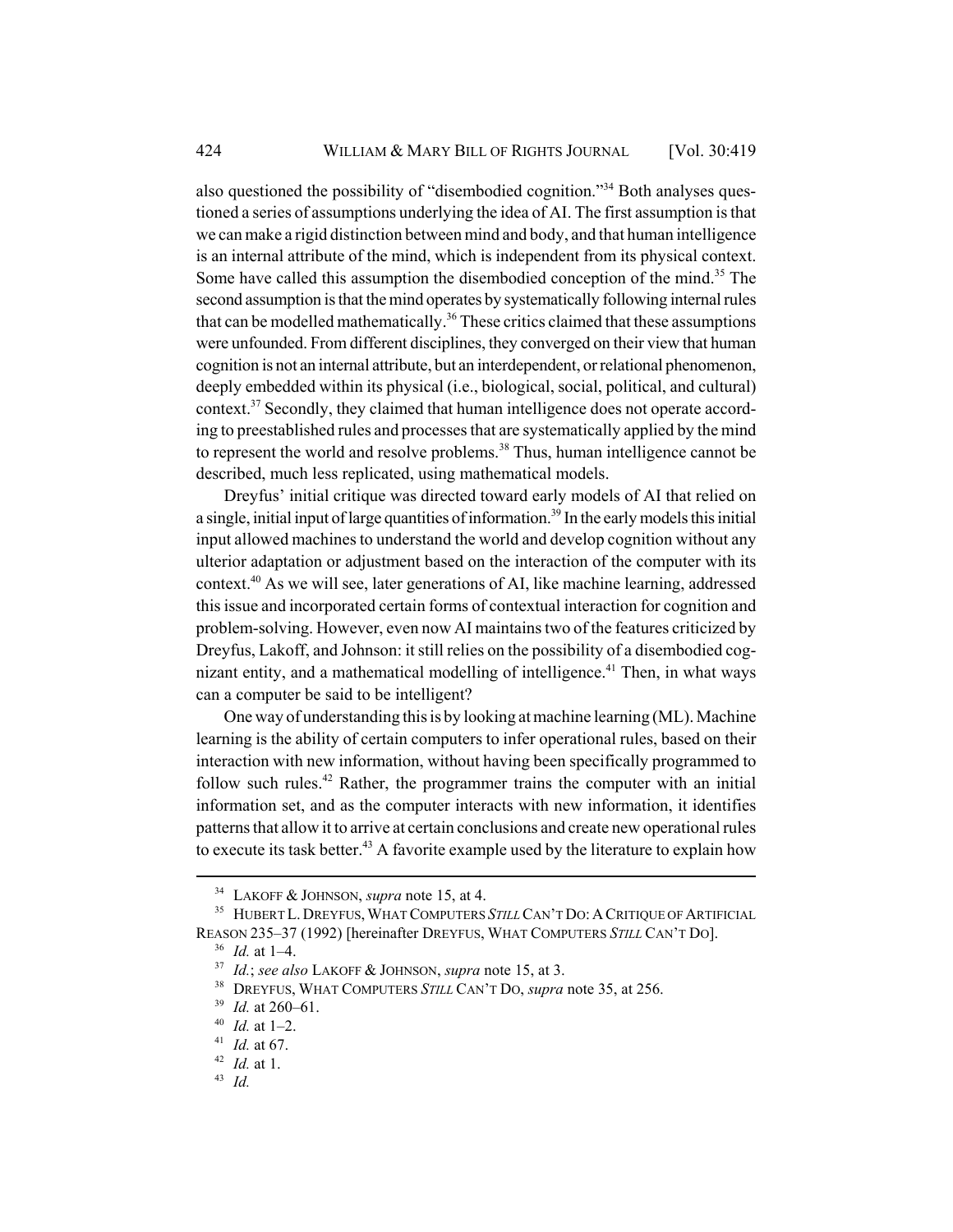also questioned the possibility of "disembodied cognition."[34] Both analyses questioned a series of assumptions underlying the idea of AI. The first assumption is that we can make a rigid distinction between mind and body, and that human intelligence is an internal attribute of the mind, which is independent from its physical context. Some have called this assumption the disembodied conception of the mind.[35] The second assumption is that the mind operates by systematically following internal rules that can be modelled mathematically.[36] These critics claimed that these assumptions were unfounded. From different disciplines, they converged on their view that human cognition is not an internal attribute, but an interdependent, or relational phenomenon, deeply embedded within its physical (i.e., biological, social, political, and cultural) context.[37] Secondly, they claimed that human intelligence does not operate according to preestablished rules and processes that are systematically applied by the mind to represent the world and resolve problems.[38] Thus, human intelligence cannot be described, much less replicated, using mathematical models.

Dreyfus' initial critique was directed toward early models of AI that relied on a single, initial input of large quantities of information.[39] In the early models this initial input allowed machines to understand the world and develop cognition without any ulterior adaptation or adjustment based on the interaction of the computer with its context.[40] As we will see, later generations of AI, like machine learning, addressed this issue and incorporated certain forms of contextual interaction for cognition and problem-solving. However, even now AI maintains two of the features criticized by Dreyfus, Lakoff, and Johnson: it still relies on the possibility of a disembodied cognizant entity, and a mathematical modelling of intelligence.[41] Then, in what ways can a computer be said to be intelligent?

One way of understanding this is by looking at machine learning (ML). Machine learning is the ability of certain computers to infer operational rules, based on their interaction with new information, without having been specifically programmed to follow such rules.[42] Rather, the programmer trains the computer with an initial information set, and as the computer interacts with new information, it identifies patterns that allow it to arrive at certain conclusions and create new operational rules to execute its task better.[43] A favorite example used by the literature to explain how

---

[34] LAKOFF & JOHNSON, *supra* note 15, at 4.

[35] HUBERT L. DREYFUS, WHAT COMPUTERS *STILL* CAN'T DO: A CRITIQUE OF ARTIFICIAL REASON 235–37 (1992) [hereinafter DREYFUS, WHAT COMPUTERS *STILL* CAN'T DO].

[36] *Id.* at 1–4.

[37] *Id.*; *see also* LAKOFF & JOHNSON, *supra* note 15, at 3.

[38] DREYFUS, WHAT COMPUTERS *STILL* CAN'T DO, *supra* note 35, at 256.

[39] *Id.* at 260–61.

[40] *Id.* at 1–2.

[41] *Id.* at 67.

[42] *Id.* at 1.

[43] *Id.*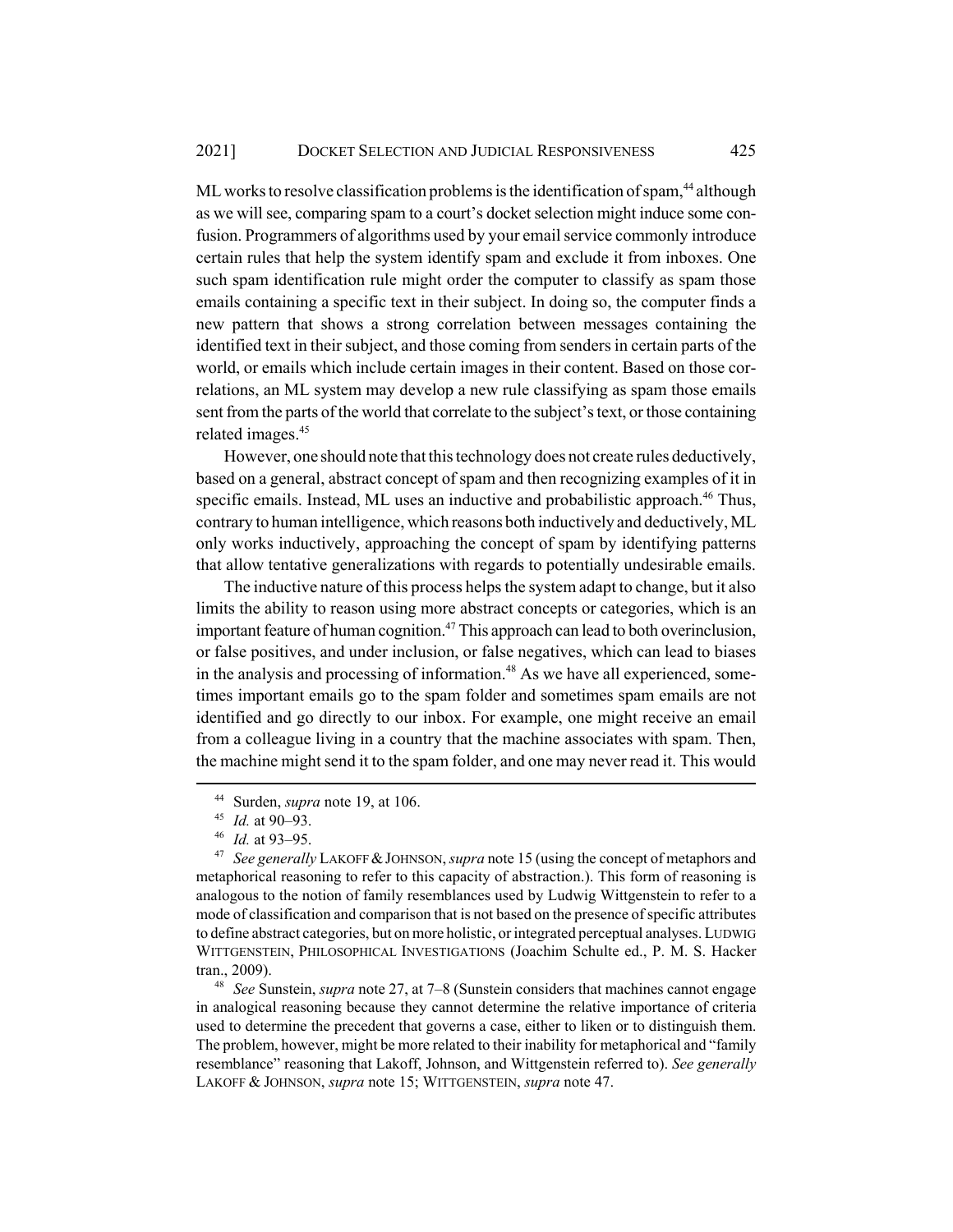ML works to resolve classification problems is the identification of spam,[44] although as we will see, comparing spam to a court's docket selection might induce some confusion. Programmers of algorithms used by your email service commonly introduce certain rules that help the system identify spam and exclude it from inboxes. One such spam identification rule might order the computer to classify as spam those emails containing a specific text in their subject. In doing so, the computer finds a new pattern that shows a strong correlation between messages containing the identified text in their subject, and those coming from senders in certain parts of the world, or emails which include certain images in their content. Based on those correlations, an ML system may develop a new rule classifying as spam those emails sent from the parts of the world that correlate to the subject's text, or those containing related images.[45]

However, one should note that this technology does not create rules deductively, based on a general, abstract concept of spam and then recognizing examples of it in specific emails. Instead, ML uses an inductive and probabilistic approach.[46] Thus, contrary to human intelligence, which reasons both inductively and deductively, ML only works inductively, approaching the concept of spam by identifying patterns that allow tentative generalizations with regards to potentially undesirable emails.

The inductive nature of this process helps the system adapt to change, but it also limits the ability to reason using more abstract concepts or categories, which is an important feature of human cognition.[47] This approach can lead to both overinclusion, or false positives, and under inclusion, or false negatives, which can lead to biases in the analysis and processing of information.[48] As we have all experienced, sometimes important emails go to the spam folder and sometimes spam emails are not identified and go directly to our inbox. For example, one might receive an email from a colleague living in a country that the machine associates with spam. Then, the machine might send it to the spam folder, and one may never read it. This would

---

[44] Surden, *supra* note 19, at 106.

[45] *Id.* at 90–93.

[46] *Id.* at 93–95.

[47] *See generally* LAKOFF & JOHNSON, *supra* note 15 (using the concept of metaphors and metaphorical reasoning to refer to this capacity of abstraction.). This form of reasoning is analogous to the notion of family resemblances used by Ludwig Wittgenstein to refer to a mode of classification and comparison that is not based on the presence of specific attributes to define abstract categories, but on more holistic, or integrated perceptual analyses. LUDWIG WITTGENSTEIN, PHILOSOPHICAL INVESTIGATIONS (Joachim Schulte ed., P. M. S. Hacker tran., 2009).

[48] *See* Sunstein, *supra* note 27, at 7–8 (Sunstein considers that machines cannot engage in analogical reasoning because they cannot determine the relative importance of criteria used to determine the precedent that governs a case, either to liken or to distinguish them. The problem, however, might be more related to their inability for metaphorical and "family resemblance" reasoning that Lakoff, Johnson, and Wittgenstein referred to). *See generally* LAKOFF & JOHNSON, *supra* note 15; WITTGENSTEIN, *supra* note 47.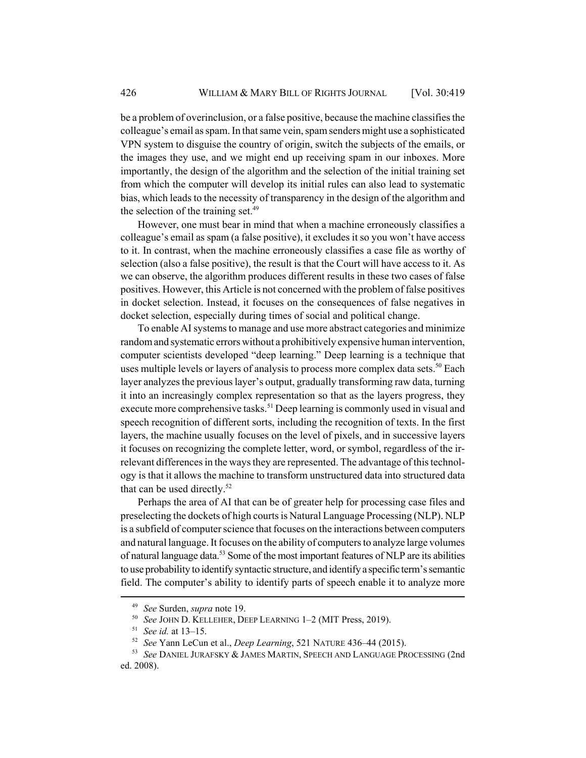be a problem of overinclusion, or a false positive, because the machine classifies the colleague's email as spam. In that same vein, spam senders might use a sophisticated VPN system to disguise the country of origin, switch the subjects of the emails, or the images they use, and we might end up receiving spam in our inboxes. More importantly, the design of the algorithm and the selection of the initial training set from which the computer will develop its initial rules can also lead to systematic bias, which leads to the necessity of transparency in the design of the algorithm and the selection of the training set.[49]

However, one must bear in mind that when a machine erroneously classifies a colleague's email as spam (a false positive), it excludes it so you won't have access to it. In contrast, when the machine erroneously classifies a case file as worthy of selection (also a false positive), the result is that the Court will have access to it. As we can observe, the algorithm produces different results in these two cases of false positives. However, this Article is not concerned with the problem of false positives in docket selection. Instead, it focuses on the consequences of false negatives in docket selection, especially during times of social and political change.

To enable AI systems to manage and use more abstract categories and minimize random and systematic errors without a prohibitively expensive human intervention, computer scientists developed "deep learning." Deep learning is a technique that uses multiple levels or layers of analysis to process more complex data sets.[50] Each layer analyzes the previous layer's output, gradually transforming raw data, turning it into an increasingly complex representation so that as the layers progress, they execute more comprehensive tasks.[51] Deep learning is commonly used in visual and speech recognition of different sorts, including the recognition of texts. In the first layers, the machine usually focuses on the level of pixels, and in successive layers it focuses on recognizing the complete letter, word, or symbol, regardless of the irrelevant differences in the ways they are represented. The advantage of this technology is that it allows the machine to transform unstructured data into structured data that can be used directly.[52]

Perhaps the area of AI that can be of greater help for processing case files and preselecting the dockets of high courts is Natural Language Processing (NLP). NLP is a subfield of computer science that focuses on the interactions between computers and natural language. It focuses on the ability of computers to analyze large volumes of natural language data.[53] Some of the most important features of NLP are its abilities to use probability to identify syntactic structure, and identify a specific term's semantic field. The computer's ability to identify parts of speech enable it to analyze more

---

[49] *See* Surden, *supra* note 19.

[50] *See* JOHN D. KELLEHER, DEEP LEARNING 1–2 (MIT Press, 2019).

[51] *See id.* at 13–15.

[52] *See* Yann LeCun et al., *Deep Learning*, 521 NATURE 436–44 (2015).

[53] *See* DANIEL JURAFSKY & JAMES MARTIN, SPEECH AND LANGUAGE PROCESSING (2nd ed. 2008).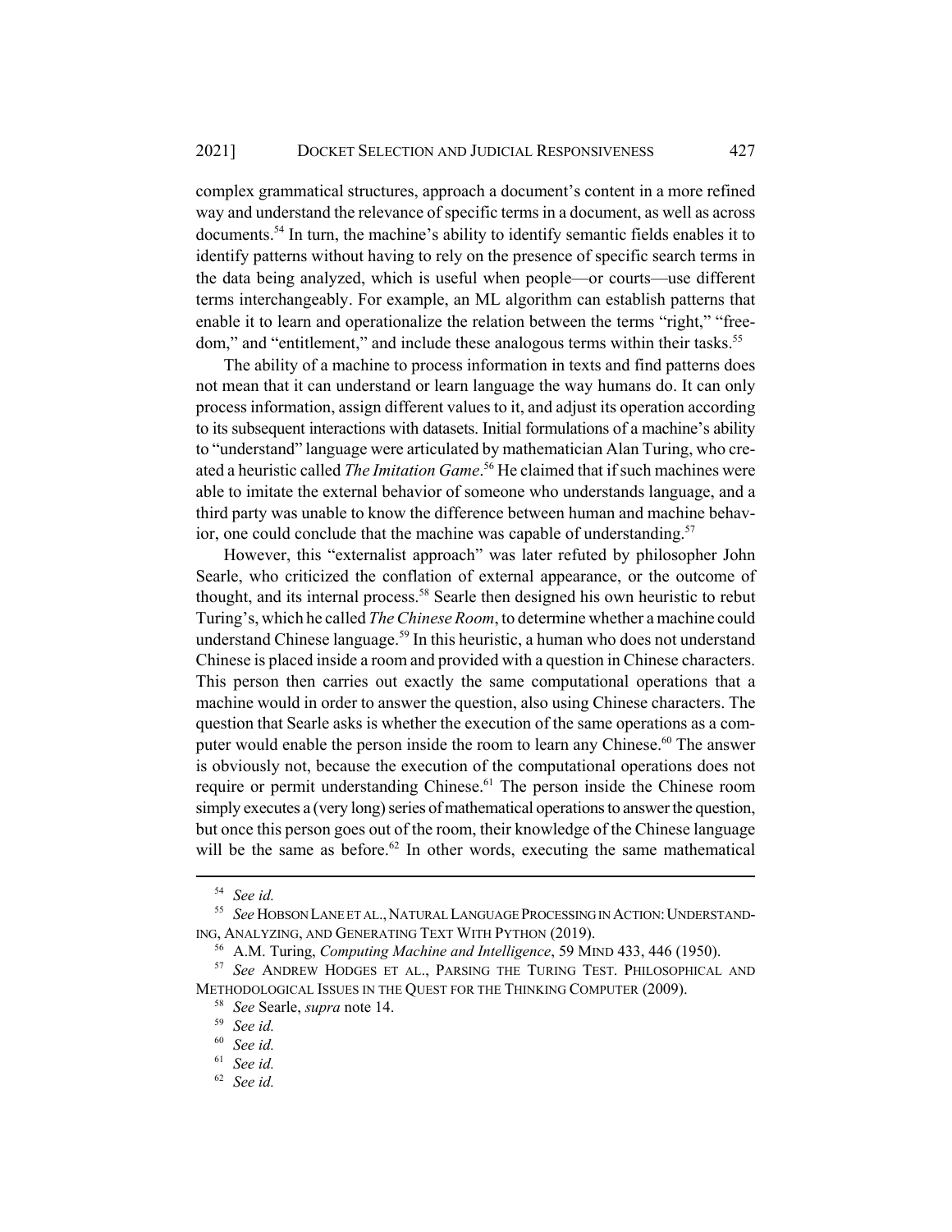complex grammatical structures, approach a document's content in a more refined way and understand the relevance of specific terms in a document, as well as across documents.[54] In turn, the machine's ability to identify semantic fields enables it to identify patterns without having to rely on the presence of specific search terms in the data being analyzed, which is useful when people—or courts—use different terms interchangeably. For example, an ML algorithm can establish patterns that enable it to learn and operationalize the relation between the terms "right," "freedom," and "entitlement," and include these analogous terms within their tasks.[55]

The ability of a machine to process information in texts and find patterns does not mean that it can understand or learn language the way humans do. It can only process information, assign different values to it, and adjust its operation according to its subsequent interactions with datasets. Initial formulations of a machine's ability to "understand" language were articulated by mathematician Alan Turing, who created a heuristic called *The Imitation Game*.[56] He claimed that if such machines were able to imitate the external behavior of someone who understands language, and a third party was unable to know the difference between human and machine behavior, one could conclude that the machine was capable of understanding.[57]

However, this "externalist approach" was later refuted by philosopher John Searle, who criticized the conflation of external appearance, or the outcome of thought, and its internal process.[58] Searle then designed his own heuristic to rebut Turing's, which he called *The Chinese Room*, to determine whether a machine could understand Chinese language.[59] In this heuristic, a human who does not understand Chinese is placed inside a room and provided with a question in Chinese characters. This person then carries out exactly the same computational operations that a machine would in order to answer the question, also using Chinese characters. The question that Searle asks is whether the execution of the same operations as a computer would enable the person inside the room to learn any Chinese.[60] The answer is obviously not, because the execution of the computational operations does not require or permit understanding Chinese.[61] The person inside the Chinese room simply executes a (very long) series of mathematical operations to answer the question, but once this person goes out of the room, their knowledge of the Chinese language will be the same as before.[62] In other words, executing the same mathematical

---

[54] *See id.*

[55] *See* HOBSON LANE ET AL., NATURAL LANGUAGE PROCESSING IN ACTION: UNDERSTANDING, ANALYZING, AND GENERATING TEXT WITH PYTHON (2019).

[56] A.M. Turing, *Computing Machine and Intelligence*, 59 MIND 433, 446 (1950).

[57] *See* ANDREW HODGES ET AL., PARSING THE TURING TEST. PHILOSOPHICAL AND METHODOLOGICAL ISSUES IN THE QUEST FOR THE THINKING COMPUTER (2009).

[58] *See* Searle, *supra* note 14.

[59] *See id.*

[60] *See id.*

[61] *See id.*

[62] *See id.*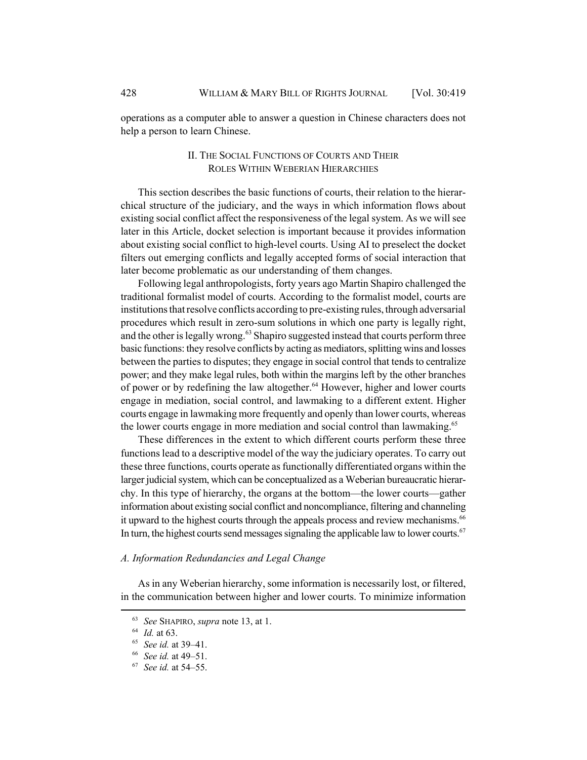operations as a computer able to answer a question in Chinese characters does not help a person to learn Chinese.

## II. THE SOCIAL FUNCTIONS OF COURTS AND THEIR ROLES WITHIN WEBERIAN HIERARCHIES

This section describes the basic functions of courts, their relation to the hierarchical structure of the judiciary, and the ways in which information flows about existing social conflict affect the responsiveness of the legal system. As we will see later in this Article, docket selection is important because it provides information about existing social conflict to high-level courts. Using AI to preselect the docket filters out emerging conflicts and legally accepted forms of social interaction that later become problematic as our understanding of them changes.

Following legal anthropologists, forty years ago Martin Shapiro challenged the traditional formalist model of courts. According to the formalist model, courts are institutions that resolve conflicts according to pre-existing rules, through adversarial procedures which result in zero-sum solutions in which one party is legally right, and the other is legally wrong.[63] Shapiro suggested instead that courts perform three basic functions: they resolve conflicts by acting as mediators, splitting wins and losses between the parties to disputes; they engage in social control that tends to centralize power; and they make legal rules, both within the margins left by the other branches of power or by redefining the law altogether.[64] However, higher and lower courts engage in mediation, social control, and lawmaking to a different extent. Higher courts engage in lawmaking more frequently and openly than lower courts, whereas the lower courts engage in more mediation and social control than lawmaking.[65]

These differences in the extent to which different courts perform these three functions lead to a descriptive model of the way the judiciary operates. To carry out these three functions, courts operate as functionally differentiated organs within the larger judicial system, which can be conceptualized as a Weberian bureaucratic hierarchy. In this type of hierarchy, the organs at the bottom—the lower courts—gather information about existing social conflict and noncompliance, filtering and channeling it upward to the highest courts through the appeals process and review mechanisms.[66] In turn, the highest courts send messages signaling the applicable law to lower courts.[67]

### *A. Information Redundancies and Legal Change*

As in any Weberian hierarchy, some information is necessarily lost, or filtered, in the communication between higher and lower courts. To minimize information

---

[63] *See* SHAPIRO, *supra* note 13, at 1.

[64] *Id.* at 63.

[65] *See id.* at 39–41.

[66] *See id.* at 49–51.

[67] *See id.* at 54–55.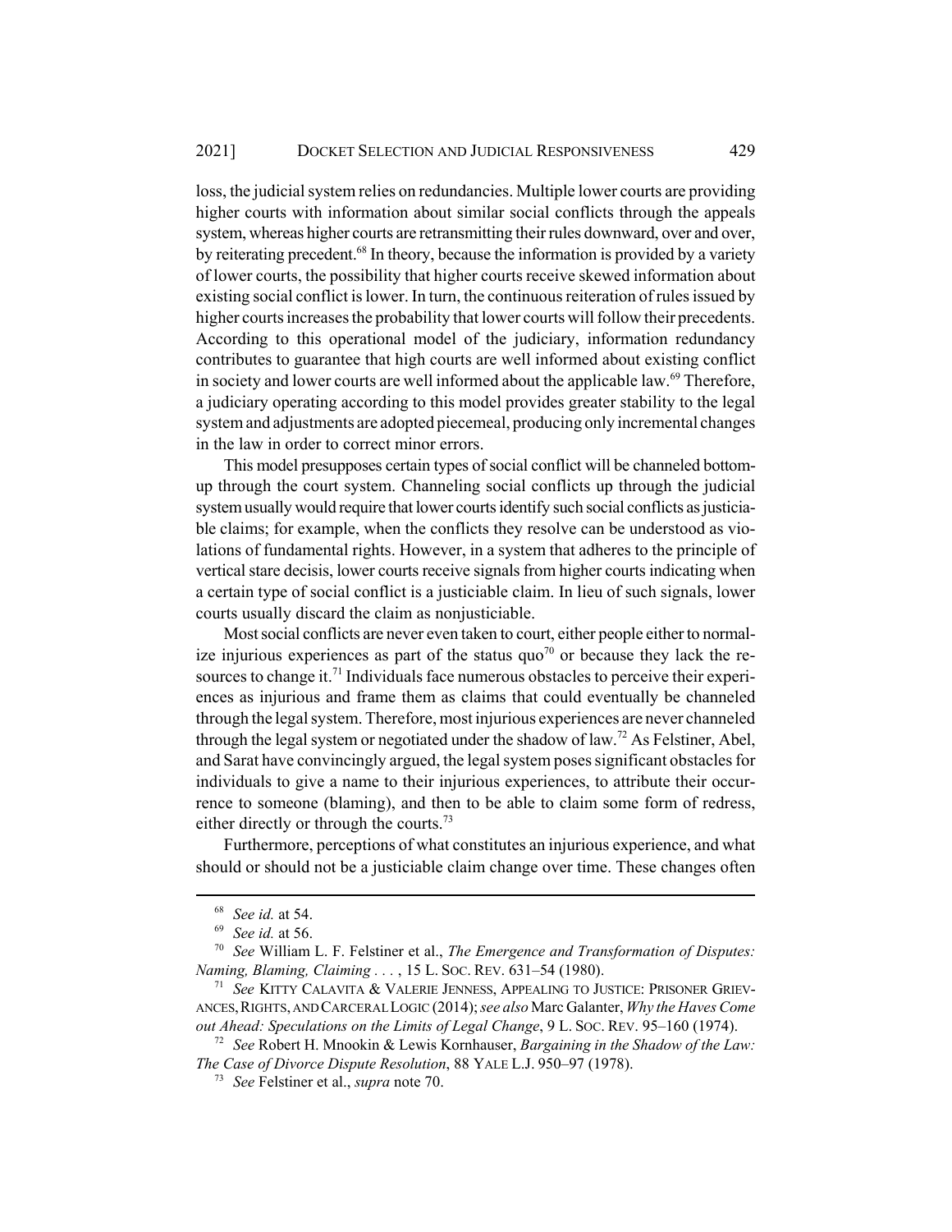loss, the judicial system relies on redundancies. Multiple lower courts are providing higher courts with information about similar social conflicts through the appeals system, whereas higher courts are retransmitting their rules downward, over and over, by reiterating precedent.[68] In theory, because the information is provided by a variety of lower courts, the possibility that higher courts receive skewed information about existing social conflict is lower. In turn, the continuous reiteration of rules issued by higher courts increases the probability that lower courts will follow their precedents. According to this operational model of the judiciary, information redundancy contributes to guarantee that high courts are well informed about existing conflict in society and lower courts are well informed about the applicable law.[69] Therefore, a judiciary operating according to this model provides greater stability to the legal system and adjustments are adopted piecemeal, producing only incremental changes in the law in order to correct minor errors.

This model presupposes certain types of social conflict will be channeled bottom-up through the court system. Channeling social conflicts up through the judicial system usually would require that lower courts identify such social conflicts as justiciable claims; for example, when the conflicts they resolve can be understood as violations of fundamental rights. However, in a system that adheres to the principle of vertical stare decisis, lower courts receive signals from higher courts indicating when a certain type of social conflict is a justiciable claim. In lieu of such signals, lower courts usually discard the claim as nonjusticiable.

Most social conflicts are never even taken to court, either people either to normalize injurious experiences as part of the status quo[70] or because they lack the resources to change it.[71] Individuals face numerous obstacles to perceive their experiences as injurious and frame them as claims that could eventually be channeled through the legal system. Therefore, most injurious experiences are never channeled through the legal system or negotiated under the shadow of law.[72] As Felstiner, Abel, and Sarat have convincingly argued, the legal system poses significant obstacles for individuals to give a name to their injurious experiences, to attribute their occurrence to someone (blaming), and then to be able to claim some form of redress, either directly or through the courts.[73]

Furthermore, perceptions of what constitutes an injurious experience, and what should or should not be a justiciable claim change over time. These changes often

---

[68] *See id.* at 54.

[69] *See id.* at 56.

[70] *See* William L. F. Felstiner et al., *The Emergence and Transformation of Disputes: Naming, Blaming, Claiming . . .* , 15 L. SOC. REV. 631–54 (1980).

[71] *See* KITTY CALAVITA & VALERIE JENNESS, APPEALING TO JUSTICE: PRISONER GRIEVANCES, RIGHTS, AND CARCERAL LOGIC (2014); *see also* Marc Galanter, *Why the Haves Come out Ahead: Speculations on the Limits of Legal Change*, 9 L. SOC. REV. 95–160 (1974).

[72] *See* Robert H. Mnookin & Lewis Kornhauser, *Bargaining in the Shadow of the Law: The Case of Divorce Dispute Resolution*, 88 YALE L.J. 950–97 (1978).

[73] *See* Felstiner et al., *supra* note 70.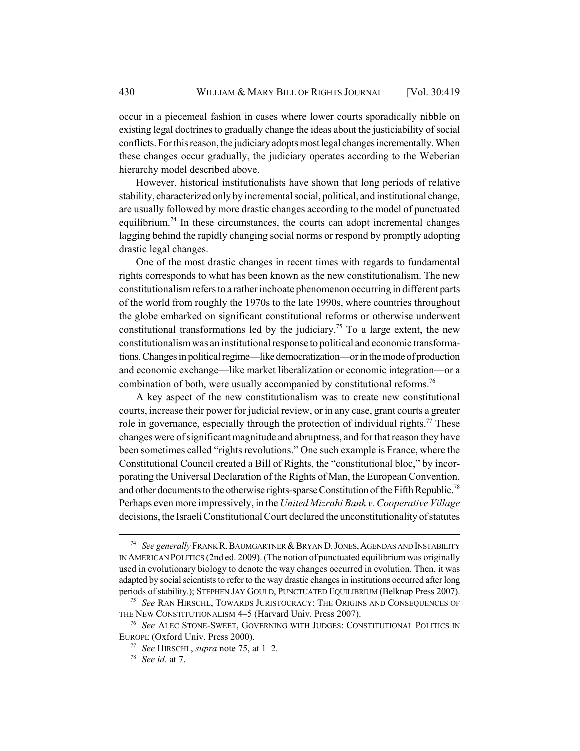occur in a piecemeal fashion in cases where lower courts sporadically nibble on existing legal doctrines to gradually change the ideas about the justiciability of social conflicts. For this reason, the judiciary adopts most legal changes incrementally. When these changes occur gradually, the judiciary operates according to the Weberian hierarchy model described above.

However, historical institutionalists have shown that long periods of relative stability, characterized only by incremental social, political, and institutional change, are usually followed by more drastic changes according to the model of punctuated equilibrium.[74] In these circumstances, the courts can adopt incremental changes lagging behind the rapidly changing social norms or respond by promptly adopting drastic legal changes.

One of the most drastic changes in recent times with regards to fundamental rights corresponds to what has been known as the new constitutionalism. The new constitutionalism refers to a rather inchoate phenomenon occurring in different parts of the world from roughly the 1970s to the late 1990s, where countries throughout the globe embarked on significant constitutional reforms or otherwise underwent constitutional transformations led by the judiciary.[75] To a large extent, the new constitutionalism was an institutional response to political and economic transformations. Changes in political regime—like democratization—or in the mode of production and economic exchange—like market liberalization or economic integration—or a combination of both, were usually accompanied by constitutional reforms.[76]

A key aspect of the new constitutionalism was to create new constitutional courts, increase their power for judicial review, or in any case, grant courts a greater role in governance, especially through the protection of individual rights.[77] These changes were of significant magnitude and abruptness, and for that reason they have been sometimes called "rights revolutions." One such example is France, where the Constitutional Council created a Bill of Rights, the "constitutional bloc," by incorporating the Universal Declaration of the Rights of Man, the European Convention, and other documents to the otherwise rights-sparse Constitution of the Fifth Republic.[78] Perhaps even more impressively, in the *United Mizrahi Bank v. Cooperative Village* decisions, the Israeli Constitutional Court declared the unconstitutionality of statutes

---

[74] *See generally* FRANK R. BAUMGARTNER & BRYAN D. JONES, AGENDAS AND INSTABILITY IN AMERICAN POLITICS (2nd ed. 2009). (The notion of punctuated equilibrium was originally used in evolutionary biology to denote the way changes occurred in evolution. Then, it was adapted by social scientists to refer to the way drastic changes in institutions occurred after long periods of stability.); STEPHEN JAY GOULD, PUNCTUATED EQUILIBRIUM (Belknap Press 2007).

[75] *See* RAN HIRSCHL, TOWARDS JURISTOCRACY: THE ORIGINS AND CONSEQUENCES OF THE NEW CONSTITUTIONALISM 4–5 (Harvard Univ. Press 2007).

[76] *See* ALEC STONE-SWEET, GOVERNING WITH JUDGES: CONSTITUTIONAL POLITICS IN EUROPE (Oxford Univ. Press 2000).

[77] *See* HIRSCHL, *supra* note 75, at 1–2.

[78] *See id.* at 7.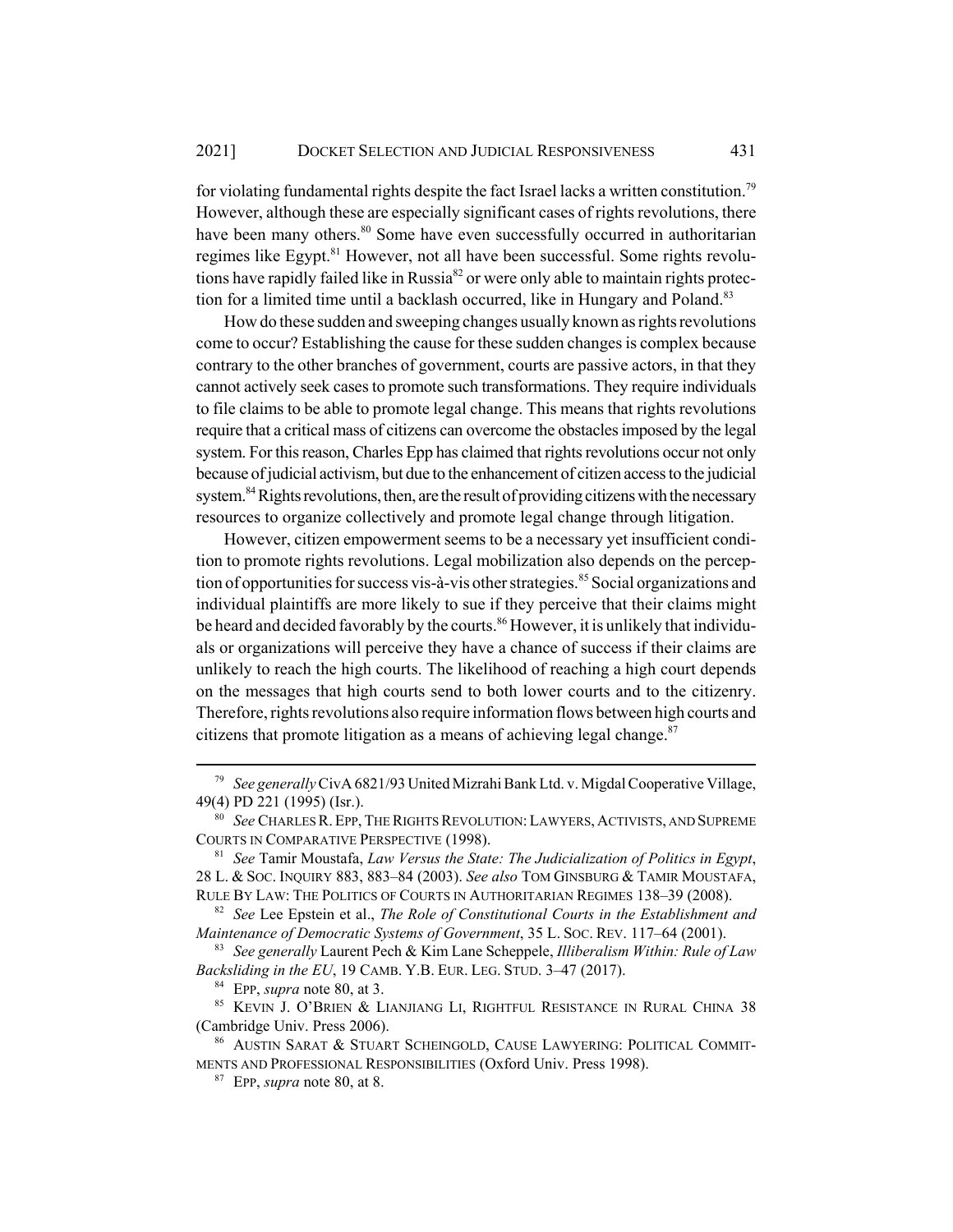for violating fundamental rights despite the fact Israel lacks a written constitution.[79] However, although these are especially significant cases of rights revolutions, there have been many others.[80] Some have even successfully occurred in authoritarian regimes like Egypt.[81] However, not all have been successful. Some rights revolutions have rapidly failed like in Russia[82] or were only able to maintain rights protection for a limited time until a backlash occurred, like in Hungary and Poland.[83]

How do these sudden and sweeping changes usually known as rights revolutions come to occur? Establishing the cause for these sudden changes is complex because contrary to the other branches of government, courts are passive actors, in that they cannot actively seek cases to promote such transformations. They require individuals to file claims to be able to promote legal change. This means that rights revolutions require that a critical mass of citizens can overcome the obstacles imposed by the legal system. For this reason, Charles Epp has claimed that rights revolutions occur not only because of judicial activism, but due to the enhancement of citizen access to the judicial system.[84] Rights revolutions, then, are the result of providing citizens with the necessary resources to organize collectively and promote legal change through litigation.

However, citizen empowerment seems to be a necessary yet insufficient condition to promote rights revolutions. Legal mobilization also depends on the perception of opportunities for success vis-à-vis other strategies.[85] Social organizations and individual plaintiffs are more likely to sue if they perceive that their claims might be heard and decided favorably by the courts.[86] However, it is unlikely that individuals or organizations will perceive they have a chance of success if their claims are unlikely to reach the high courts. The likelihood of reaching a high court depends on the messages that high courts send to both lower courts and to the citizenry. Therefore, rights revolutions also require information flows between high courts and citizens that promote litigation as a means of achieving legal change.[87]

---

[79] *See generally* CivA 6821/93 United Mizrahi Bank Ltd. v. Migdal Cooperative Village, 49(4) PD 221 (1995) (Isr.).

[80] *See* CHARLES R. EPP, THE RIGHTS REVOLUTION: LAWYERS, ACTIVISTS, AND SUPREME COURTS IN COMPARATIVE PERSPECTIVE (1998).

[81] *See* Tamir Moustafa, *Law Versus the State: The Judicialization of Politics in Egypt*, 28 L. & SOC. INQUIRY 883, 883–84 (2003). *See also* TOM GINSBURG & TAMIR MOUSTAFA, RULE BY LAW: THE POLITICS OF COURTS IN AUTHORITARIAN REGIMES 138–39 (2008).

[82] *See* Lee Epstein et al., *The Role of Constitutional Courts in the Establishment and Maintenance of Democratic Systems of Government*, 35 L. SOC. REV. 117–64 (2001).

[83] *See generally* Laurent Pech & Kim Lane Scheppele, *Illiberalism Within: Rule of Law Backsliding in the EU*, 19 CAMB. Y.B. EUR. LEG. STUD. 3–47 (2017).

[84] EPP, *supra* note 80, at 3.

[85] KEVIN J. O'BRIEN & LIANJIANG LI, RIGHTFUL RESISTANCE IN RURAL CHINA 38 (Cambridge Univ. Press 2006).

[86] AUSTIN SARAT & STUART SCHEINGOLD, CAUSE LAWYERING: POLITICAL COMMITMENTS AND PROFESSIONAL RESPONSIBILITIES (Oxford Univ. Press 1998).

[87] EPP, *supra* note 80, at 8.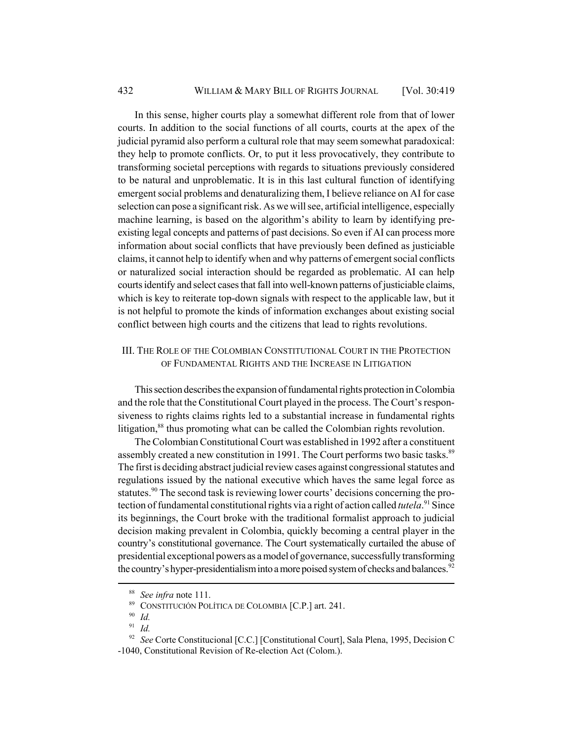In this sense, higher courts play a somewhat different role from that of lower courts. In addition to the social functions of all courts, courts at the apex of the judicial pyramid also perform a cultural role that may seem somewhat paradoxical: they help to promote conflicts. Or, to put it less provocatively, they contribute to transforming societal perceptions with regards to situations previously considered to be natural and unproblematic. It is in this last cultural function of identifying emergent social problems and denaturalizing them, I believe reliance on AI for case selection can pose a significant risk. As we will see, artificial intelligence, especially machine learning, is based on the algorithm's ability to learn by identifying pre-existing legal concepts and patterns of past decisions. So even if AI can process more information about social conflicts that have previously been defined as justiciable claims, it cannot help to identify when and why patterns of emergent social conflicts or naturalized social interaction should be regarded as problematic. AI can help courts identify and select cases that fall into well-known patterns of justiciable claims, which is key to reiterate top-down signals with respect to the applicable law, but it is not helpful to promote the kinds of information exchanges about existing social conflict between high courts and the citizens that lead to rights revolutions.

## III. The Role of the Colombian Constitutional Court in the Protection of Fundamental Rights and the Increase in Litigation

This section describes the expansion of fundamental rights protection in Colombia and the role that the Constitutional Court played in the process. The Court's responsiveness to rights claims rights led to a substantial increase in fundamental rights litigation,[88] thus promoting what can be called the Colombian rights revolution.

The Colombian Constitutional Court was established in 1992 after a constituent assembly created a new constitution in 1991. The Court performs two basic tasks.[89] The first is deciding abstract judicial review cases against congressional statutes and regulations issued by the national executive which haves the same legal force as statutes.[90] The second task is reviewing lower courts' decisions concerning the protection of fundamental constitutional rights via a right of action called *tutela*.[91] Since its beginnings, the Court broke with the traditional formalist approach to judicial decision making prevalent in Colombia, quickly becoming a central player in the country's constitutional governance. The Court systematically curtailed the abuse of presidential exceptional powers as a model of governance, successfully transforming the country's hyper-presidentialism into a more poised system of checks and balances.[92]

---

[88] *See infra* note 111.

[89] Constitución Política de Colombia [C.P.] art. 241.

[90] *Id.*

[91] *Id.*

[92] *See* Corte Constitucional [C.C.] [Constitutional Court], Sala Plena, 1995, Decision C -1040, Constitutional Revision of Re-election Act (Colom.).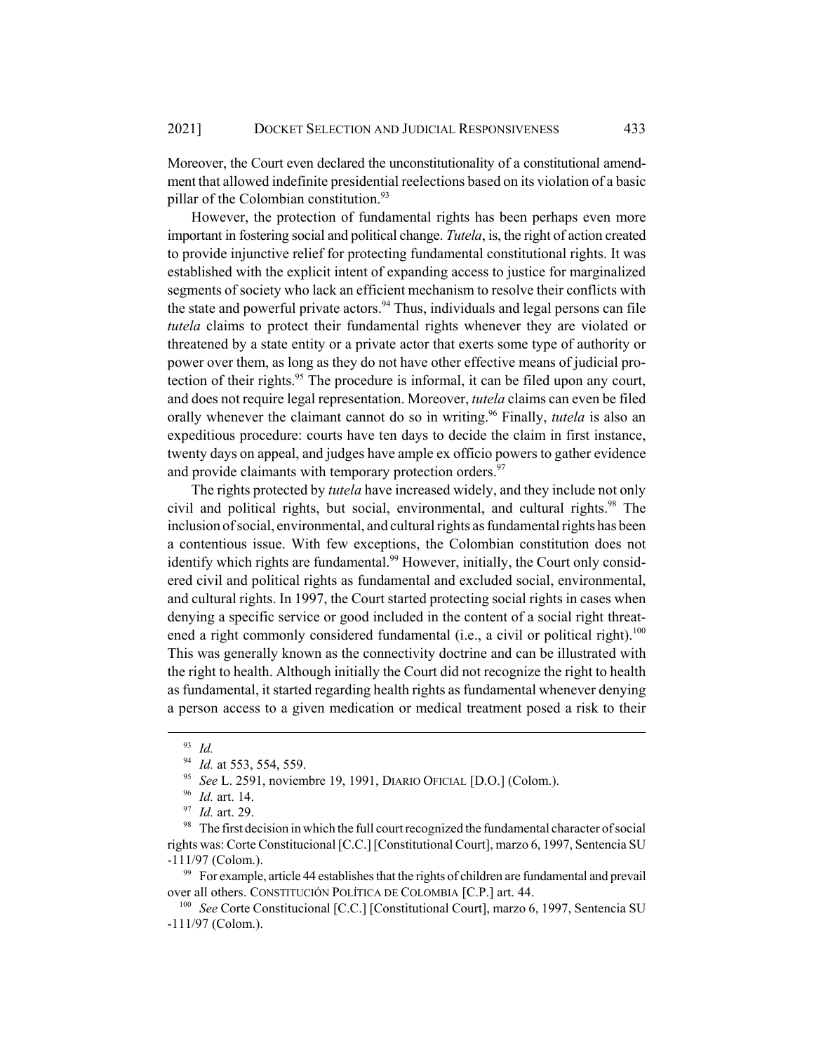Moreover, the Court even declared the unconstitutionality of a constitutional amendment that allowed indefinite presidential reelections based on its violation of a basic pillar of the Colombian constitution.[93]

However, the protection of fundamental rights has been perhaps even more important in fostering social and political change. *Tutela*, is, the right of action created to provide injunctive relief for protecting fundamental constitutional rights. It was established with the explicit intent of expanding access to justice for marginalized segments of society who lack an efficient mechanism to resolve their conflicts with the state and powerful private actors.[94] Thus, individuals and legal persons can file *tutela* claims to protect their fundamental rights whenever they are violated or threatened by a state entity or a private actor that exerts some type of authority or power over them, as long as they do not have other effective means of judicial protection of their rights.[95] The procedure is informal, it can be filed upon any court, and does not require legal representation. Moreover, *tutela* claims can even be filed orally whenever the claimant cannot do so in writing.[96] Finally, *tutela* is also an expeditious procedure: courts have ten days to decide the claim in first instance, twenty days on appeal, and judges have ample ex officio powers to gather evidence and provide claimants with temporary protection orders.[97]

The rights protected by *tutela* have increased widely, and they include not only civil and political rights, but social, environmental, and cultural rights.[98] The inclusion of social, environmental, and cultural rights as fundamental rights has been a contentious issue. With few exceptions, the Colombian constitution does not identify which rights are fundamental.[99] However, initially, the Court only considered civil and political rights as fundamental and excluded social, environmental, and cultural rights. In 1997, the Court started protecting social rights in cases when denying a specific service or good included in the content of a social right threatened a right commonly considered fundamental (i.e., a civil or political right).[100] This was generally known as the connectivity doctrine and can be illustrated with the right to health. Although initially the Court did not recognize the right to health as fundamental, it started regarding health rights as fundamental whenever denying a person access to a given medication or medical treatment posed a risk to their

---

[93] *Id.*

[94] *Id.* at 553, 554, 559.

[95] *See* L. 2591, noviembre 19, 1991, DIARIO OFICIAL [D.O.] (Colom.).

[96] *Id.* art. 14.

[97] *Id.* art. 29.

[98] The first decision in which the full court recognized the fundamental character of social rights was: Corte Constitucional [C.C.] [Constitutional Court], marzo 6, 1997, Sentencia SU -111/97 (Colom.).

[99] For example, article 44 establishes that the rights of children are fundamental and prevail over all others. CONSTITUCIÓN POLÍTICA DE COLOMBIA [C.P.] art. 44.

[100] *See* Corte Constitucional [C.C.] [Constitutional Court], marzo 6, 1997, Sentencia SU -111/97 (Colom.).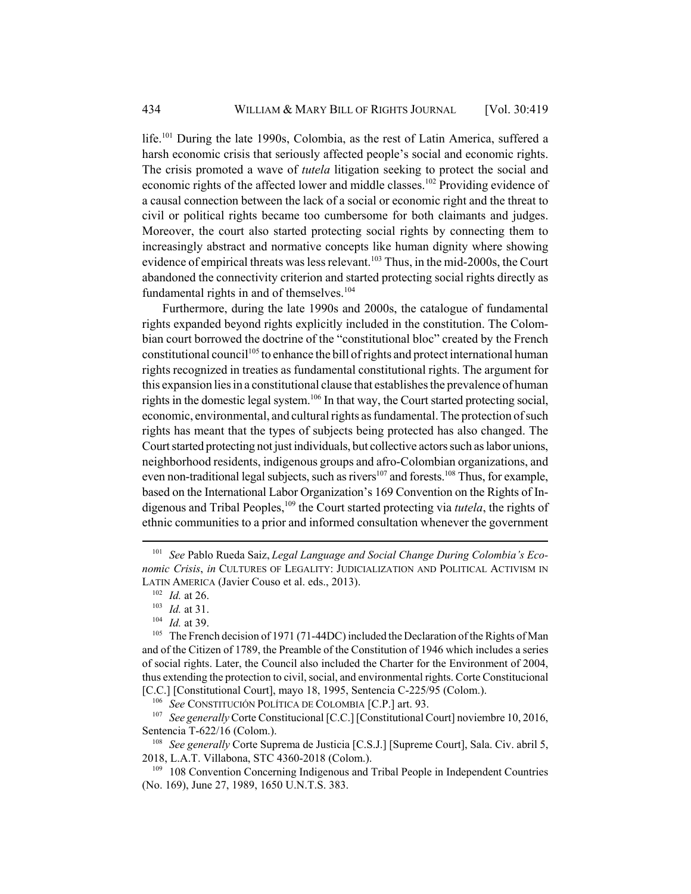life.[101] During the late 1990s, Colombia, as the rest of Latin America, suffered a harsh economic crisis that seriously affected people's social and economic rights. The crisis promoted a wave of *tutela* litigation seeking to protect the social and economic rights of the affected lower and middle classes.[102] Providing evidence of a causal connection between the lack of a social or economic right and the threat to civil or political rights became too cumbersome for both claimants and judges. Moreover, the court also started protecting social rights by connecting them to increasingly abstract and normative concepts like human dignity where showing evidence of empirical threats was less relevant.[103] Thus, in the mid-2000s, the Court abandoned the connectivity criterion and started protecting social rights directly as fundamental rights in and of themselves.[104]

Furthermore, during the late 1990s and 2000s, the catalogue of fundamental rights expanded beyond rights explicitly included in the constitution. The Colombian court borrowed the doctrine of the "constitutional bloc" created by the French constitutional council[105] to enhance the bill of rights and protect international human rights recognized in treaties as fundamental constitutional rights. The argument for this expansion lies in a constitutional clause that establishes the prevalence of human rights in the domestic legal system.[106] In that way, the Court started protecting social, economic, environmental, and cultural rights as fundamental. The protection of such rights has meant that the types of subjects being protected has also changed. The Court started protecting not just individuals, but collective actors such as labor unions, neighborhood residents, indigenous groups and afro-Colombian organizations, and even non-traditional legal subjects, such as rivers[107] and forests.[108] Thus, for example, based on the International Labor Organization's 169 Convention on the Rights of Indigenous and Tribal Peoples,[109] the Court started protecting via *tutela*, the rights of ethnic communities to a prior and informed consultation whenever the government

---

[101] *See* Pablo Rueda Saiz, *Legal Language and Social Change During Colombia's Economic Crisis*, *in* CULTURES OF LEGALITY: JUDICIALIZATION AND POLITICAL ACTIVISM IN LATIN AMERICA (Javier Couso et al. eds., 2013).

[102] *Id.* at 26.

[103] *Id.* at 31.

[104] *Id.* at 39.

[105] The French decision of 1971 (71-44DC) included the Declaration of the Rights of Man and of the Citizen of 1789, the Preamble of the Constitution of 1946 which includes a series of social rights. Later, the Council also included the Charter for the Environment of 2004, thus extending the protection to civil, social, and environmental rights. Corte Constitucional [C.C.] [Constitutional Court], mayo 18, 1995, Sentencia C-225/95 (Colom.).

[106] *See* CONSTITUCIÓN POLÍTICA DE COLOMBIA [C.P.] art. 93.

[107] *See generally* Corte Constitucional [C.C.] [Constitutional Court] noviembre 10, 2016, Sentencia T-622/16 (Colom.).

[108] *See generally* Corte Suprema de Justicia [C.S.J.] [Supreme Court], Sala. Civ. abril 5, 2018, L.A.T. Villabona, STC 4360-2018 (Colom.).

[109] 108 Convention Concerning Indigenous and Tribal People in Independent Countries (No. 169), June 27, 1989, 1650 U.N.T.S. 383.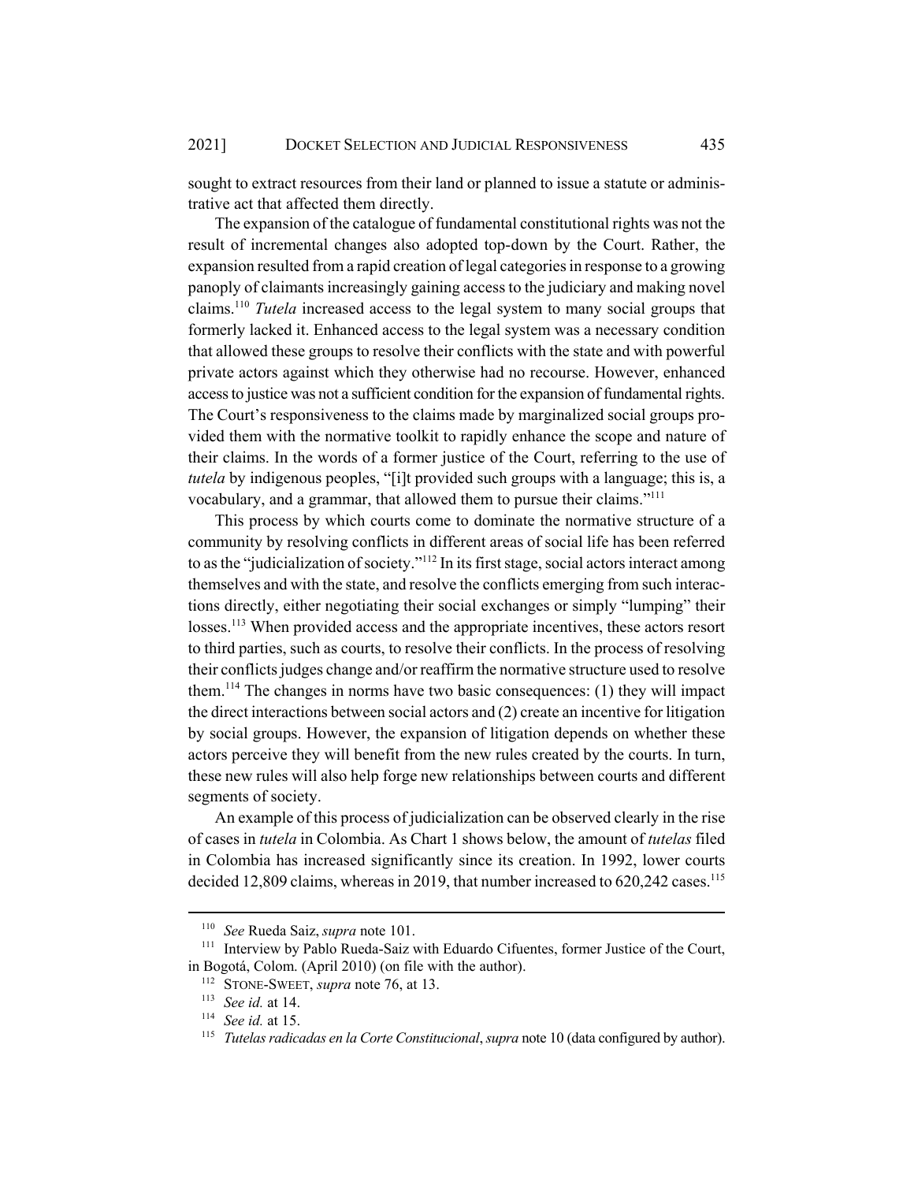sought to extract resources from their land or planned to issue a statute or administrative act that affected them directly.

The expansion of the catalogue of fundamental constitutional rights was not the result of incremental changes also adopted top-down by the Court. Rather, the expansion resulted from a rapid creation of legal categories in response to a growing panoply of claimants increasingly gaining access to the judiciary and making novel claims.[110] *Tutela* increased access to the legal system to many social groups that formerly lacked it. Enhanced access to the legal system was a necessary condition that allowed these groups to resolve their conflicts with the state and with powerful private actors against which they otherwise had no recourse. However, enhanced access to justice was not a sufficient condition for the expansion of fundamental rights. The Court's responsiveness to the claims made by marginalized social groups provided them with the normative toolkit to rapidly enhance the scope and nature of their claims. In the words of a former justice of the Court, referring to the use of *tutela* by indigenous peoples, "[i]t provided such groups with a language; this is, a vocabulary, and a grammar, that allowed them to pursue their claims."[111]

This process by which courts come to dominate the normative structure of a community by resolving conflicts in different areas of social life has been referred to as the "judicialization of society."[112] In its first stage, social actors interact among themselves and with the state, and resolve the conflicts emerging from such interactions directly, either negotiating their social exchanges or simply "lumping" their losses.[113] When provided access and the appropriate incentives, these actors resort to third parties, such as courts, to resolve their conflicts. In the process of resolving their conflicts judges change and/or reaffirm the normative structure used to resolve them.[114] The changes in norms have two basic consequences: (1) they will impact the direct interactions between social actors and (2) create an incentive for litigation by social groups. However, the expansion of litigation depends on whether these actors perceive they will benefit from the new rules created by the courts. In turn, these new rules will also help forge new relationships between courts and different segments of society.

An example of this process of judicialization can be observed clearly in the rise of cases in *tutela* in Colombia. As Chart 1 shows below, the amount of *tutelas* filed in Colombia has increased significantly since its creation. In 1992, lower courts decided 12,809 claims, whereas in 2019, that number increased to 620,242 cases.[115]

---

[110] *See* Rueda Saiz, *supra* note 101.

[111] Interview by Pablo Rueda-Saiz with Eduardo Cifuentes, former Justice of the Court, in Bogotá, Colom. (April 2010) (on file with the author).

[112] STONE-SWEET, *supra* note 76, at 13.

[113] *See id.* at 14.

[114] *See id.* at 15.

[115] *Tutelas radicadas en la Corte Constitucional*, *supra* note 10 (data configured by author).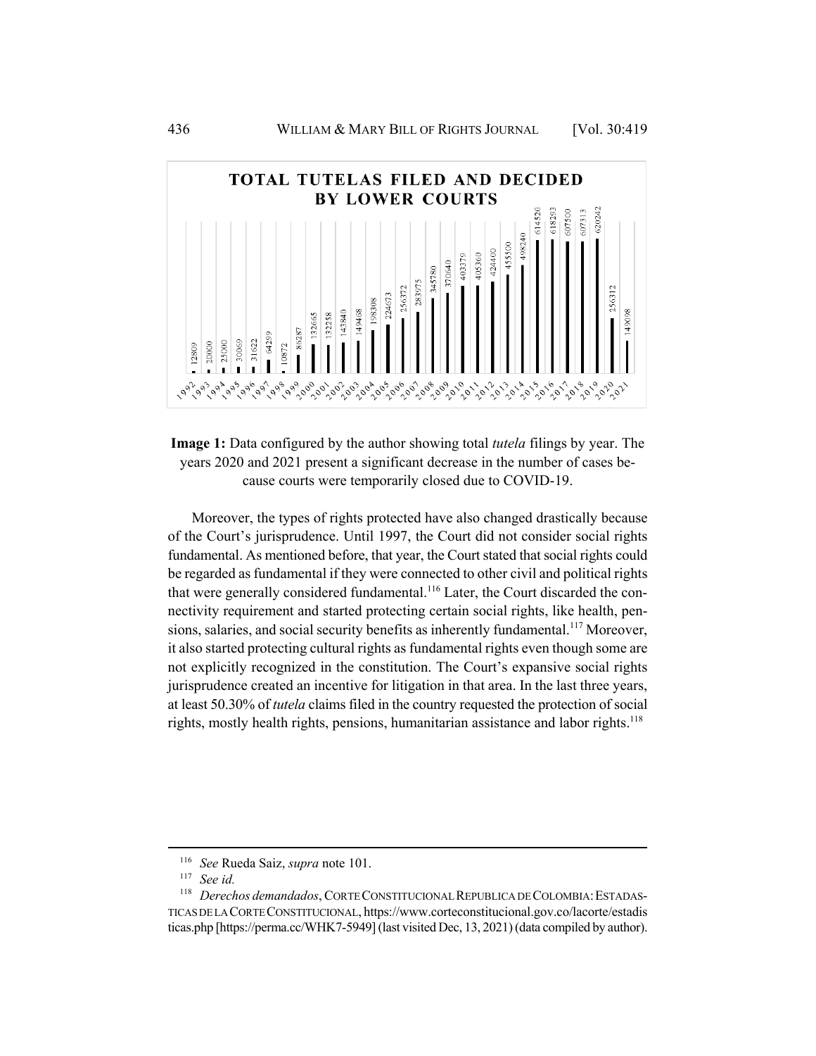**TOTAL TUTELAS FILED AND DECIDED BY LOWER COURTS**

| Year | Tutelas |
|---|---|
| 1992 | 12809 |
| 1993 | 20000 |
| 1994 | 25000 |
| 1995 | 30069 |
| 1996 | 31622 |
| 1997 | 64299 |
| 1998 | 10872 |
| 1999 | 86287 |
| 2000 | 132665 |
| 2001 | 132258 |
| 2002 | 143840 |
| 2003 | 149468 |
| 2004 | 198308 |
| 2005 | 224673 |
| 2006 | 256372 |
| 2007 | 283975 |
| 2008 | 345780 |
| 2009 | 370640 |
| 2010 | 403379 |
| 2011 | 405360 |
| 2012 | 424400 |
| 2013 | 455500 |
| 2014 | 498240 |
| 2015 | 614520 |
| 2016 | 618293 |
| 2017 | 607500 |
| 2018 | 607313 |
| 2019 | 620242 |
| 2020 | 256312 |
| 2021 | 149098 |

**Image 1:** Data configured by the author showing total *tutela* filings by year. The years 2020 and 2021 present a significant decrease in the number of cases because courts were temporarily closed due to COVID-19.

Moreover, the types of rights protected have also changed drastically because of the Court's jurisprudence. Until 1997, the Court did not consider social rights fundamental. As mentioned before, that year, the Court stated that social rights could be regarded as fundamental if they were connected to other civil and political rights that were generally considered fundamental.[116] Later, the Court discarded the connectivity requirement and started protecting certain social rights, like health, pensions, salaries, and social security benefits as inherently fundamental.[117] Moreover, it also started protecting cultural rights as fundamental rights even though some are not explicitly recognized in the constitution. The Court's expansive social rights jurisprudence created an incentive for litigation in that area. In the last three years, at least 50.30% of *tutela* claims filed in the country requested the protection of social rights, mostly health rights, pensions, humanitarian assistance and labor rights.[118]

---

[116] *See* Rueda Saiz, *supra* note 101.

[117] *See id.*

[118] *Derechos demandados*, CORTE CONSTITUCIONAL REPUBLICA DE COLOMBIA: ESTADASTICAS DE LA CORTE CONSTITUCIONAL, https://www.corteconstitucional.gov.co/lacorte/estadisticas.php [https://perma.cc/WHK7-5949] (last visited Dec, 13, 2021) (data compiled by author).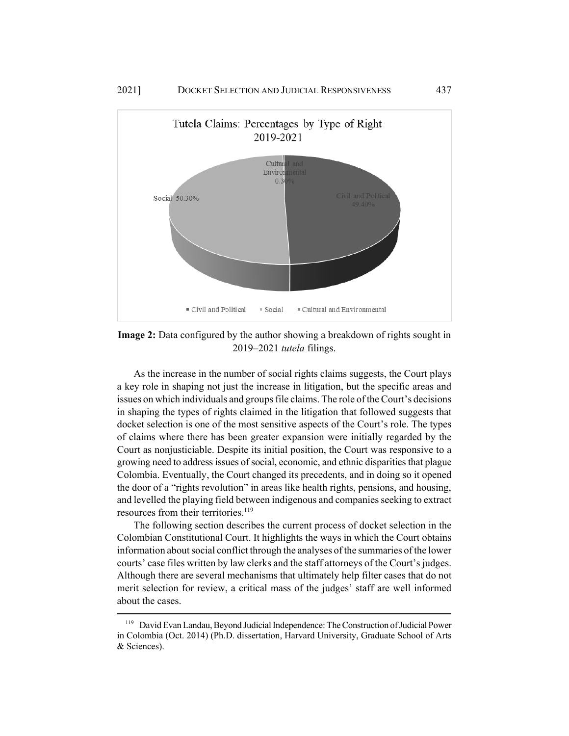**Image 2:** Data configured by the author showing a breakdown of rights sought in 2019–2021 *tutela* filings.

As the increase in the number of social rights claims suggests, the Court plays a key role in shaping not just the increase in litigation, but the specific areas and issues on which individuals and groups file claims. The role of the Court's decisions in shaping the types of rights claimed in the litigation that followed suggests that docket selection is one of the most sensitive aspects of the Court's role. The types of claims where there has been greater expansion were initially regarded by the Court as nonjusticiable. Despite its initial position, the Court was responsive to a growing need to address issues of social, economic, and ethnic disparities that plague Colombia. Eventually, the Court changed its precedents, and in doing so it opened the door of a "rights revolution" in areas like health rights, pensions, and housing, and levelled the playing field between indigenous and companies seeking to extract resources from their territories.[119]

The following section describes the current process of docket selection in the Colombian Constitutional Court. It highlights the ways in which the Court obtains information about social conflict through the analyses of the summaries of the lower courts' case files written by law clerks and the staff attorneys of the Court's judges. Although there are several mechanisms that ultimately help filter cases that do not merit selection for review, a critical mass of the judges' staff are well informed about the cases.

---

[119] David Evan Landau, Beyond Judicial Independence: The Construction of Judicial Power in Colombia (Oct. 2014) (Ph.D. dissertation, Harvard University, Graduate School of Arts & Sciences).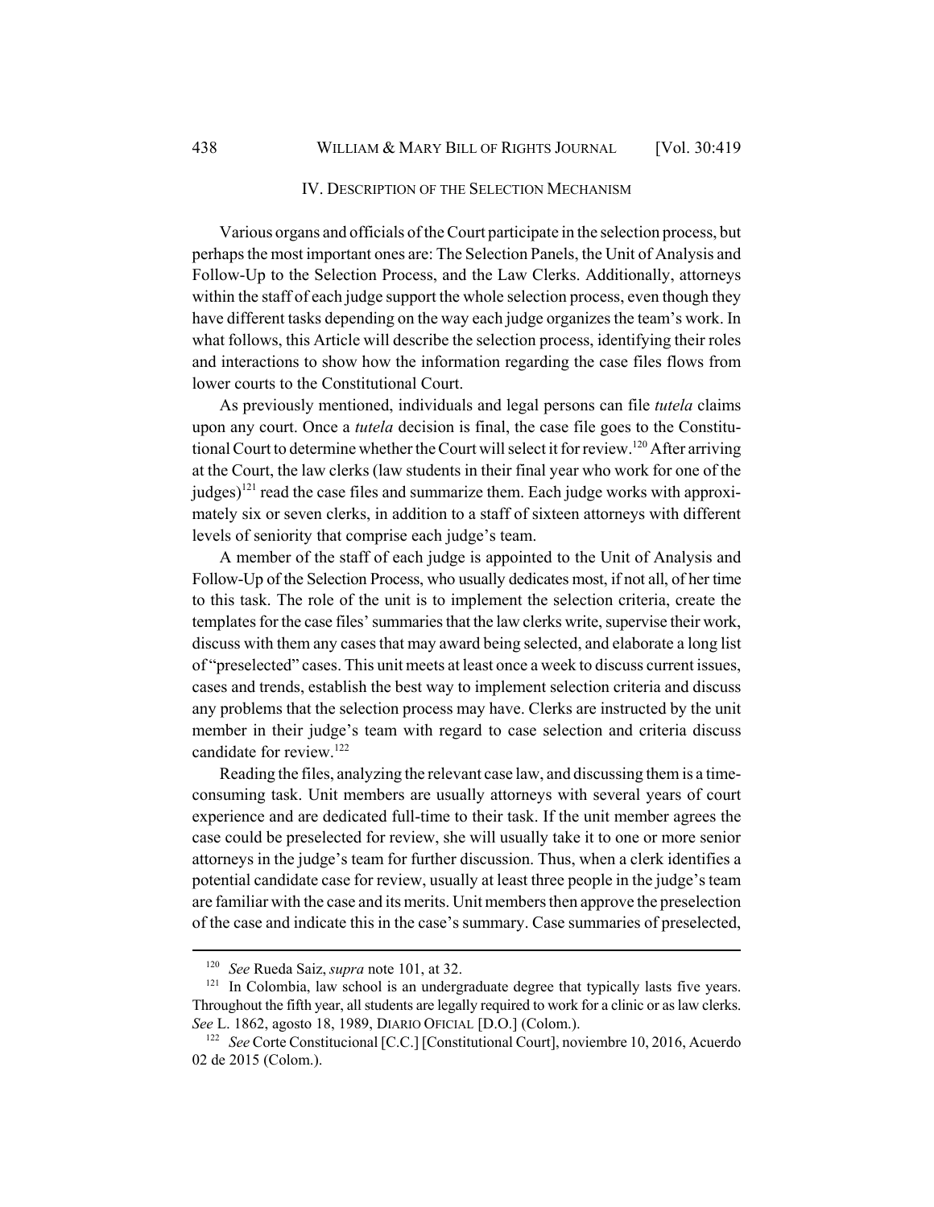## IV. DESCRIPTION OF THE SELECTION MECHANISM

Various organs and officials of the Court participate in the selection process, but perhaps the most important ones are: The Selection Panels, the Unit of Analysis and Follow-Up to the Selection Process, and the Law Clerks. Additionally, attorneys within the staff of each judge support the whole selection process, even though they have different tasks depending on the way each judge organizes the team's work. In what follows, this Article will describe the selection process, identifying their roles and interactions to show how the information regarding the case files flows from lower courts to the Constitutional Court.

As previously mentioned, individuals and legal persons can file *tutela* claims upon any court. Once a *tutela* decision is final, the case file goes to the Constitutional Court to determine whether the Court will select it for review.[120] After arriving at the Court, the law clerks (law students in their final year who work for one of the judges)[121] read the case files and summarize them. Each judge works with approximately six or seven clerks, in addition to a staff of sixteen attorneys with different levels of seniority that comprise each judge's team.

A member of the staff of each judge is appointed to the Unit of Analysis and Follow-Up of the Selection Process, who usually dedicates most, if not all, of her time to this task. The role of the unit is to implement the selection criteria, create the templates for the case files' summaries that the law clerks write, supervise their work, discuss with them any cases that may award being selected, and elaborate a long list of "preselected" cases. This unit meets at least once a week to discuss current issues, cases and trends, establish the best way to implement selection criteria and discuss any problems that the selection process may have. Clerks are instructed by the unit member in their judge's team with regard to case selection and criteria discuss candidate for review.[122]

Reading the files, analyzing the relevant case law, and discussing them is a time-consuming task. Unit members are usually attorneys with several years of court experience and are dedicated full-time to their task. If the unit member agrees the case could be preselected for review, she will usually take it to one or more senior attorneys in the judge's team for further discussion. Thus, when a clerk identifies a potential candidate case for review, usually at least three people in the judge's team are familiar with the case and its merits. Unit members then approve the preselection of the case and indicate this in the case's summary. Case summaries of preselected,

---

[120] *See* Rueda Saiz, *supra* note 101, at 32.

[121] In Colombia, law school is an undergraduate degree that typically lasts five years. Throughout the fifth year, all students are legally required to work for a clinic or as law clerks. *See* L. 1862, agosto 18, 1989, DIARIO OFICIAL [D.O.] (Colom.).

[122] *See* Corte Constitucional [C.C.] [Constitutional Court], noviembre 10, 2016, Acuerdo 02 de 2015 (Colom.).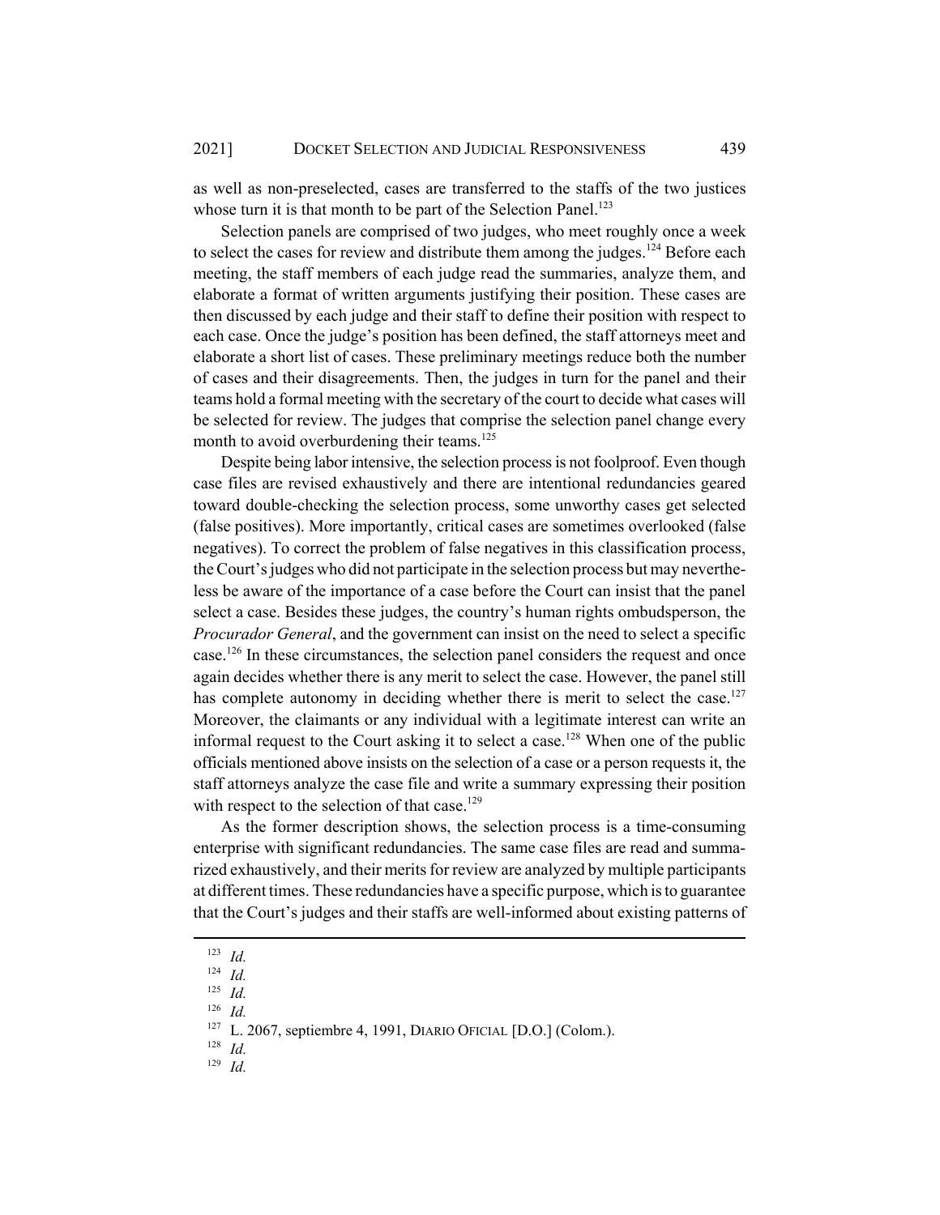as well as non-preselected, cases are transferred to the staffs of the two justices whose turn it is that month to be part of the Selection Panel.[123]

Selection panels are comprised of two judges, who meet roughly once a week to select the cases for review and distribute them among the judges.[124] Before each meeting, the staff members of each judge read the summaries, analyze them, and elaborate a format of written arguments justifying their position. These cases are then discussed by each judge and their staff to define their position with respect to each case. Once the judge's position has been defined, the staff attorneys meet and elaborate a short list of cases. These preliminary meetings reduce both the number of cases and their disagreements. Then, the judges in turn for the panel and their teams hold a formal meeting with the secretary of the court to decide what cases will be selected for review. The judges that comprise the selection panel change every month to avoid overburdening their teams.[125]

Despite being labor intensive, the selection process is not foolproof. Even though case files are revised exhaustively and there are intentional redundancies geared toward double-checking the selection process, some unworthy cases get selected (false positives). More importantly, critical cases are sometimes overlooked (false negatives). To correct the problem of false negatives in this classification process, the Court's judges who did not participate in the selection process but may nevertheless be aware of the importance of a case before the Court can insist that the panel select a case. Besides these judges, the country's human rights ombudsperson, the *Procurador General*, and the government can insist on the need to select a specific case.[126] In these circumstances, the selection panel considers the request and once again decides whether there is any merit to select the case. However, the panel still has complete autonomy in deciding whether there is merit to select the case.[127] Moreover, the claimants or any individual with a legitimate interest can write an informal request to the Court asking it to select a case.[128] When one of the public officials mentioned above insists on the selection of a case or a person requests it, the staff attorneys analyze the case file and write a summary expressing their position with respect to the selection of that case.[129]

As the former description shows, the selection process is a time-consuming enterprise with significant redundancies. The same case files are read and summarized exhaustively, and their merits for review are analyzed by multiple participants at different times. These redundancies have a specific purpose, which is to guarantee that the Court's judges and their staffs are well-informed about existing patterns of

---

[123] *Id.*

[124] *Id.*

[125] *Id.*

[126] *Id.*

[127] L. 2067, septiembre 4, 1991, DIARIO OFICIAL [D.O.] (Colom.).

[128] *Id.*

[129] *Id.*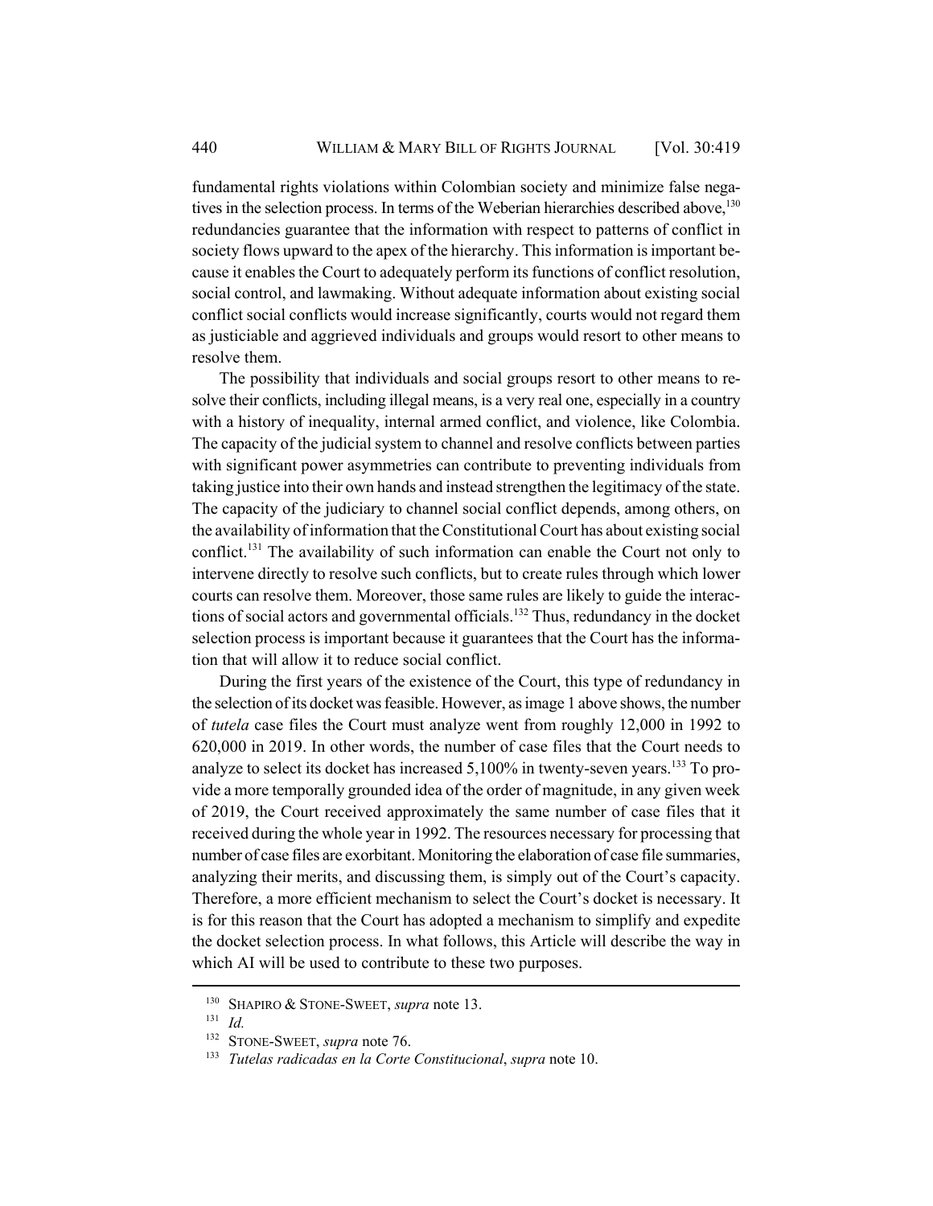fundamental rights violations within Colombian society and minimize false negatives in the selection process. In terms of the Weberian hierarchies described above,[130] redundancies guarantee that the information with respect to patterns of conflict in society flows upward to the apex of the hierarchy. This information is important because it enables the Court to adequately perform its functions of conflict resolution, social control, and lawmaking. Without adequate information about existing social conflict social conflicts would increase significantly, courts would not regard them as justiciable and aggrieved individuals and groups would resort to other means to resolve them.

The possibility that individuals and social groups resort to other means to resolve their conflicts, including illegal means, is a very real one, especially in a country with a history of inequality, internal armed conflict, and violence, like Colombia. The capacity of the judicial system to channel and resolve conflicts between parties with significant power asymmetries can contribute to preventing individuals from taking justice into their own hands and instead strengthen the legitimacy of the state. The capacity of the judiciary to channel social conflict depends, among others, on the availability of information that the Constitutional Court has about existing social conflict.[131] The availability of such information can enable the Court not only to intervene directly to resolve such conflicts, but to create rules through which lower courts can resolve them. Moreover, those same rules are likely to guide the interactions of social actors and governmental officials.[132] Thus, redundancy in the docket selection process is important because it guarantees that the Court has the information that will allow it to reduce social conflict.

During the first years of the existence of the Court, this type of redundancy in the selection of its docket was feasible. However, as image 1 above shows, the number of *tutela* case files the Court must analyze went from roughly 12,000 in 1992 to 620,000 in 2019. In other words, the number of case files that the Court needs to analyze to select its docket has increased 5,100% in twenty-seven years.[133] To provide a more temporally grounded idea of the order of magnitude, in any given week of 2019, the Court received approximately the same number of case files that it received during the whole year in 1992. The resources necessary for processing that number of case files are exorbitant. Monitoring the elaboration of case file summaries, analyzing their merits, and discussing them, is simply out of the Court's capacity. Therefore, a more efficient mechanism to select the Court's docket is necessary. It is for this reason that the Court has adopted a mechanism to simplify and expedite the docket selection process. In what follows, this Article will describe the way in which AI will be used to contribute to these two purposes.

---

[130] SHAPIRO & STONE-SWEET, *supra* note 13.

[131] *Id.*

[132] STONE-SWEET, *supra* note 76.

[133] *Tutelas radicadas en la Corte Constitucional*, *supra* note 10.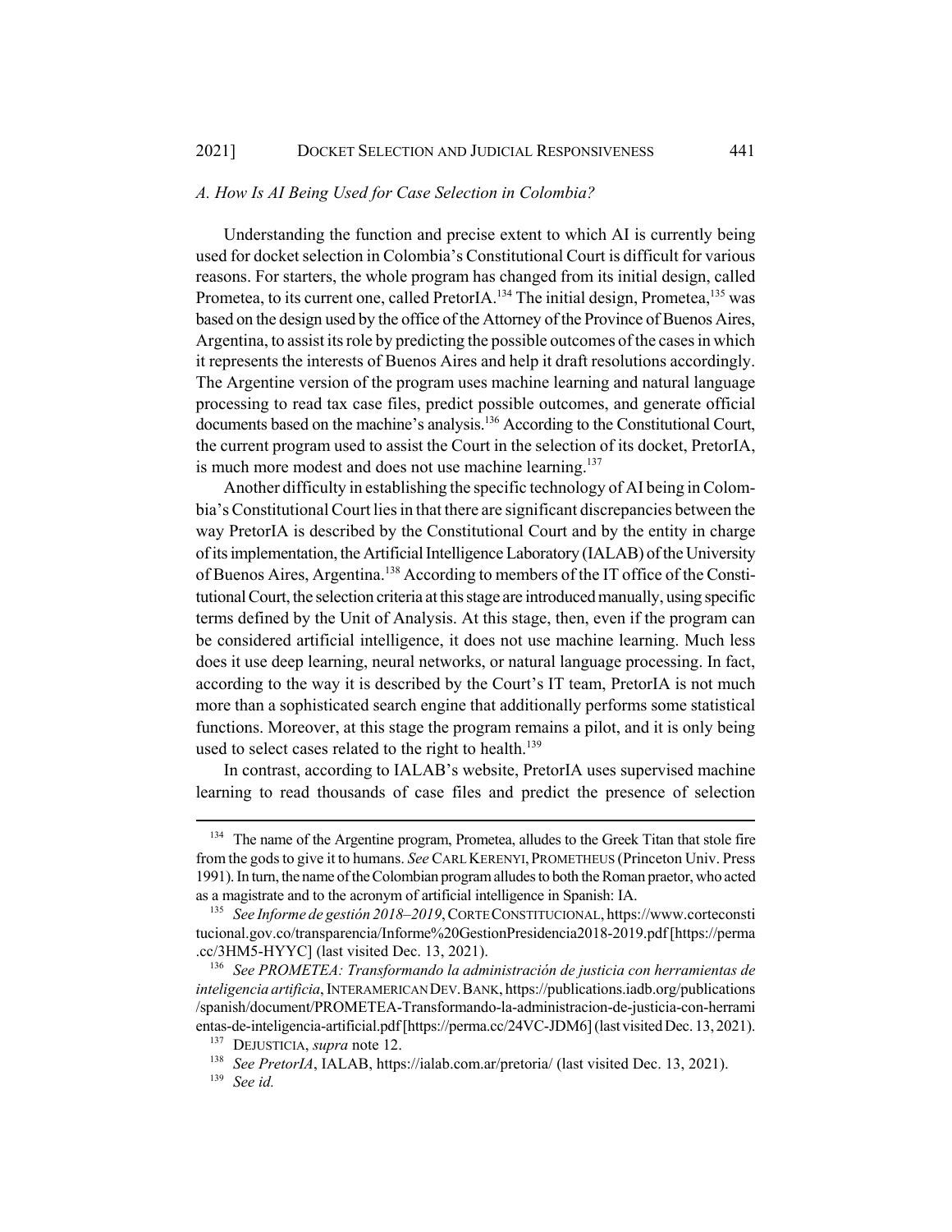### *A. How Is AI Being Used for Case Selection in Colombia?*

Understanding the function and precise extent to which AI is currently being used for docket selection in Colombia's Constitutional Court is difficult for various reasons. For starters, the whole program has changed from its initial design, called Prometea, to its current one, called PretorIA.[134] The initial design, Prometea,[135] was based on the design used by the office of the Attorney of the Province of Buenos Aires, Argentina, to assist its role by predicting the possible outcomes of the cases in which it represents the interests of Buenos Aires and help it draft resolutions accordingly. The Argentine version of the program uses machine learning and natural language processing to read tax case files, predict possible outcomes, and generate official documents based on the machine's analysis.[136] According to the Constitutional Court, the current program used to assist the Court in the selection of its docket, PretorIA, is much more modest and does not use machine learning.[137]

Another difficulty in establishing the specific technology of AI being in Colombia's Constitutional Court lies in that there are significant discrepancies between the way PretorIA is described by the Constitutional Court and by the entity in charge of its implementation, the Artificial Intelligence Laboratory (IALAB) of the University of Buenos Aires, Argentina.[138] According to members of the IT office of the Constitutional Court, the selection criteria at this stage are introduced manually, using specific terms defined by the Unit of Analysis. At this stage, then, even if the program can be considered artificial intelligence, it does not use machine learning. Much less does it use deep learning, neural networks, or natural language processing. In fact, according to the way it is described by the Court's IT team, PretorIA is not much more than a sophisticated search engine that additionally performs some statistical functions. Moreover, at this stage the program remains a pilot, and it is only being used to select cases related to the right to health.[139]

In contrast, according to IALAB's website, PretorIA uses supervised machine learning to read thousands of case files and predict the presence of selection

---

[134] The name of the Argentine program, Prometea, alludes to the Greek Titan that stole fire from the gods to give it to humans. *See* CARL KERENYI, PROMETHEUS (Princeton Univ. Press 1991). In turn, the name of the Colombian program alludes to both the Roman praetor, who acted as a magistrate and to the acronym of artificial intelligence in Spanish: IA.

[135] *See Informe de gestión 2018–2019*, CORTE CONSTITUCIONAL, https://www.corteconstitucional.gov.co/transparencia/Informe%20GestionPresidencia2018-2019.pdf [https://perma.cc/3HM5-HYYC] (last visited Dec. 13, 2021).

[136] *See PROMETEA: Transformando la administración de justicia con herramientas de inteligencia artificia*, INTERAMERICAN DEV. BANK, https://publications.iadb.org/publications/spanish/document/PROMETEA-Transformando-la-administracion-de-justicia-con-herramientas-de-inteligencia-artificial.pdf [https://perma.cc/24VC-JDM6] (last visited Dec. 13, 2021).

[137] DEJUSTICIA, *supra* note 12.

[138] *See PretorIA*, IALAB, https://ialab.com.ar/pretoria/ (last visited Dec. 13, 2021).

[139] *See id.*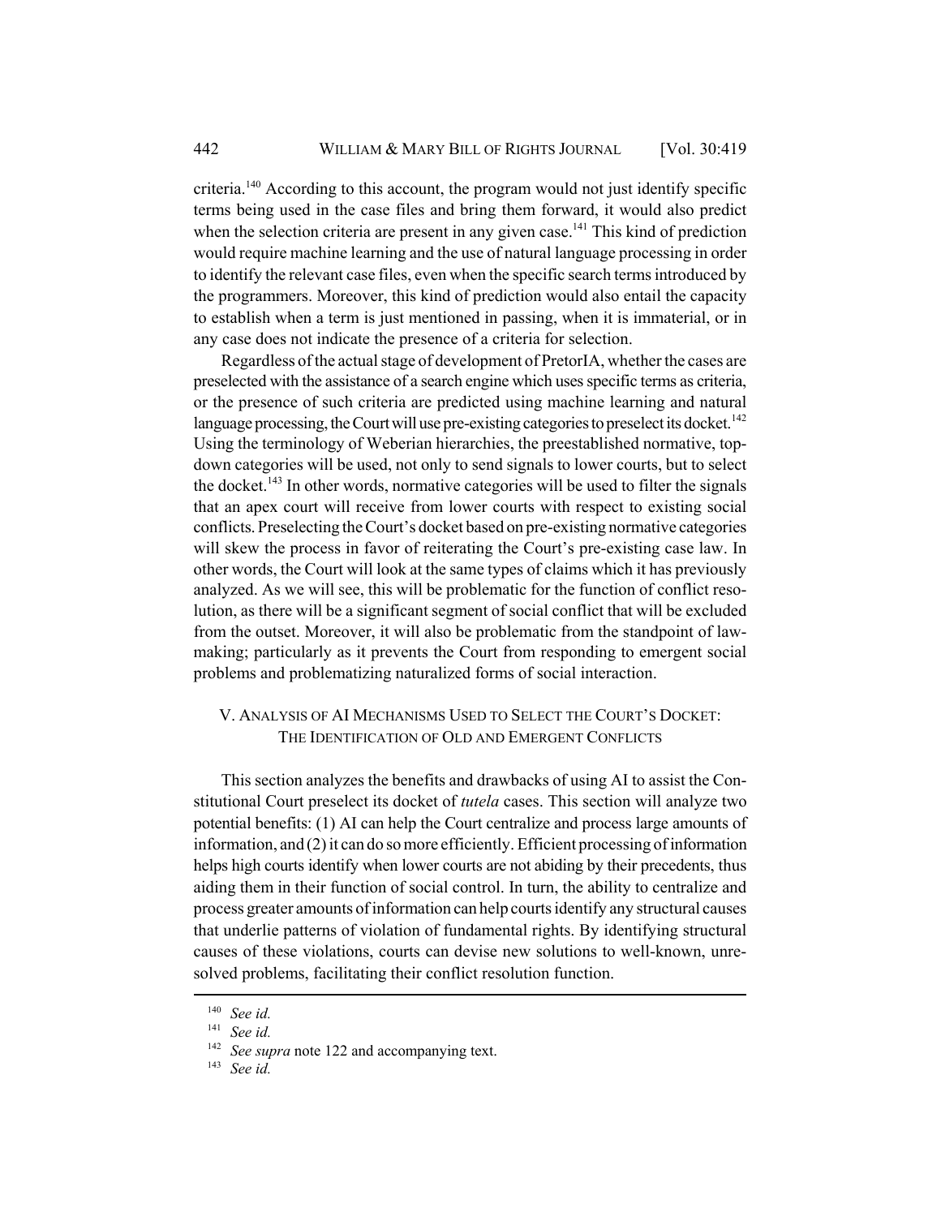criteria.[140] According to this account, the program would not just identify specific terms being used in the case files and bring them forward, it would also predict when the selection criteria are present in any given case.[141] This kind of prediction would require machine learning and the use of natural language processing in order to identify the relevant case files, even when the specific search terms introduced by the programmers. Moreover, this kind of prediction would also entail the capacity to establish when a term is just mentioned in passing, when it is immaterial, or in any case does not indicate the presence of a criteria for selection.

Regardless of the actual stage of development of PretorIA, whether the cases are preselected with the assistance of a search engine which uses specific terms as criteria, or the presence of such criteria are predicted using machine learning and natural language processing, the Court will use pre-existing categories to preselect its docket.[142] Using the terminology of Weberian hierarchies, the preestablished normative, top-down categories will be used, not only to send signals to lower courts, but to select the docket.[143] In other words, normative categories will be used to filter the signals that an apex court will receive from lower courts with respect to existing social conflicts. Preselecting the Court's docket based on pre-existing normative categories will skew the process in favor of reiterating the Court's pre-existing case law. In other words, the Court will look at the same types of claims which it has previously analyzed. As we will see, this will be problematic for the function of conflict resolution, as there will be a significant segment of social conflict that will be excluded from the outset. Moreover, it will also be problematic from the standpoint of law-making; particularly as it prevents the Court from responding to emergent social problems and problematizing naturalized forms of social interaction.

## V. Analysis of AI Mechanisms Used to Select the Court's Docket: The Identification of Old and Emergent Conflicts

This section analyzes the benefits and drawbacks of using AI to assist the Constitutional Court preselect its docket of *tutela* cases. This section will analyze two potential benefits: (1) AI can help the Court centralize and process large amounts of information, and (2) it can do so more efficiently. Efficient processing of information helps high courts identify when lower courts are not abiding by their precedents, thus aiding them in their function of social control. In turn, the ability to centralize and process greater amounts of information can help courts identify any structural causes that underlie patterns of violation of fundamental rights. By identifying structural causes of these violations, courts can devise new solutions to well-known, unresolved problems, facilitating their conflict resolution function.

---

[140] *See id.*

[141] *See id.*

[142] *See supra* note 122 and accompanying text.

[143] *See id.*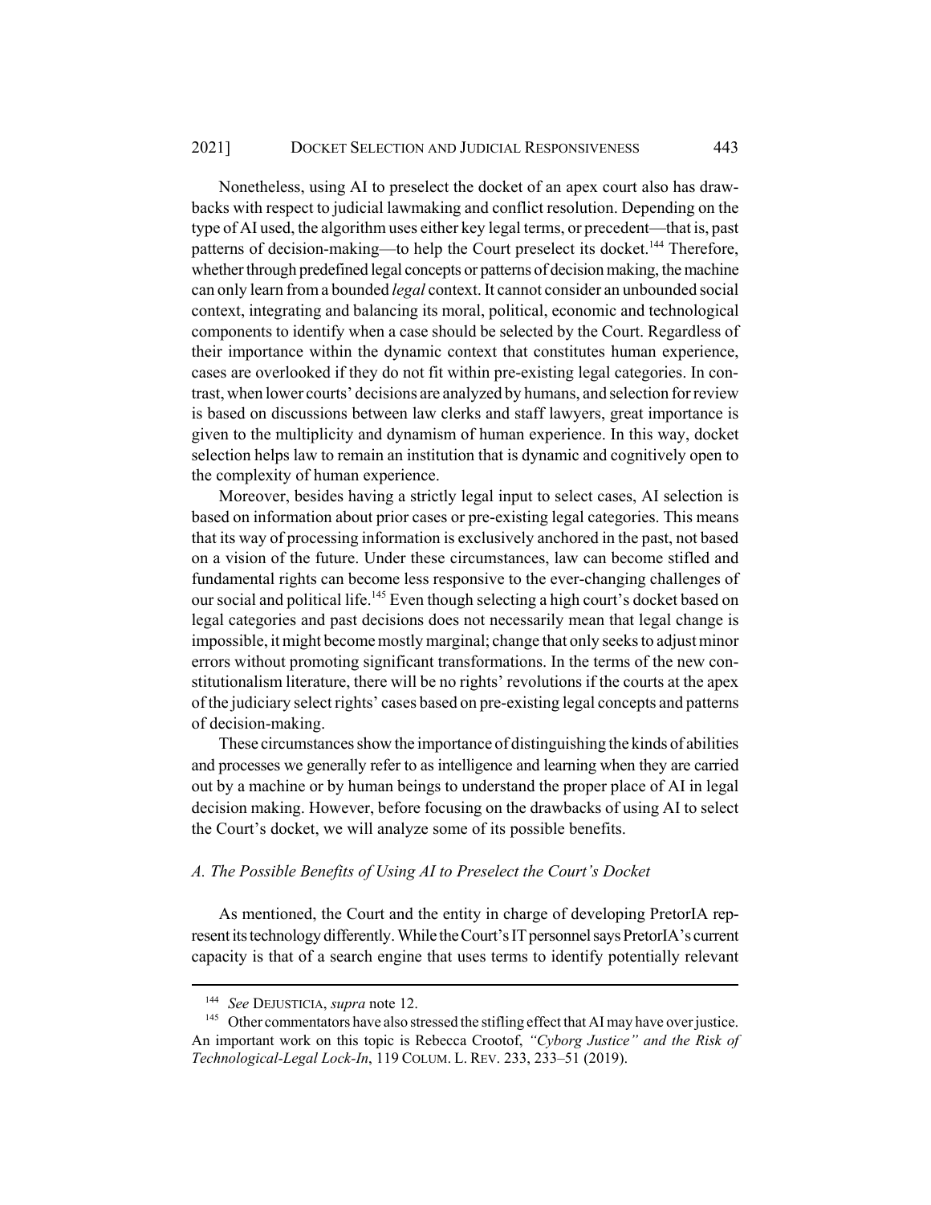Nonetheless, using AI to preselect the docket of an apex court also has drawbacks with respect to judicial lawmaking and conflict resolution. Depending on the type of AI used, the algorithm uses either key legal terms, or precedent—that is, past patterns of decision-making—to help the Court preselect its docket.[144] Therefore, whether through predefined legal concepts or patterns of decision making, the machine can only learn from a bounded *legal* context. It cannot consider an unbounded social context, integrating and balancing its moral, political, economic and technological components to identify when a case should be selected by the Court. Regardless of their importance within the dynamic context that constitutes human experience, cases are overlooked if they do not fit within pre-existing legal categories. In contrast, when lower courts' decisions are analyzed by humans, and selection for review is based on discussions between law clerks and staff lawyers, great importance is given to the multiplicity and dynamism of human experience. In this way, docket selection helps law to remain an institution that is dynamic and cognitively open to the complexity of human experience.

Moreover, besides having a strictly legal input to select cases, AI selection is based on information about prior cases or pre-existing legal categories. This means that its way of processing information is exclusively anchored in the past, not based on a vision of the future. Under these circumstances, law can become stifled and fundamental rights can become less responsive to the ever-changing challenges of our social and political life.[145] Even though selecting a high court's docket based on legal categories and past decisions does not necessarily mean that legal change is impossible, it might become mostly marginal; change that only seeks to adjust minor errors without promoting significant transformations. In the terms of the new constitutionalism literature, there will be no rights' revolutions if the courts at the apex of the judiciary select rights' cases based on pre-existing legal concepts and patterns of decision-making.

These circumstances show the importance of distinguishing the kinds of abilities and processes we generally refer to as intelligence and learning when they are carried out by a machine or by human beings to understand the proper place of AI in legal decision making. However, before focusing on the drawbacks of using AI to select the Court's docket, we will analyze some of its possible benefits.

### *A. The Possible Benefits of Using AI to Preselect the Court's Docket*

As mentioned, the Court and the entity in charge of developing PretorIA represent its technology differently. While the Court's IT personnel says PretorIA's current capacity is that of a search engine that uses terms to identify potentially relevant

---

[144] *See* DEJUSTICIA, *supra* note 12.

[145] Other commentators have also stressed the stifling effect that AI may have over justice. An important work on this topic is Rebecca Crootof, *"Cyborg Justice" and the Risk of Technological-Legal Lock-In*, 119 COLUM. L. REV. 233, 233–51 (2019).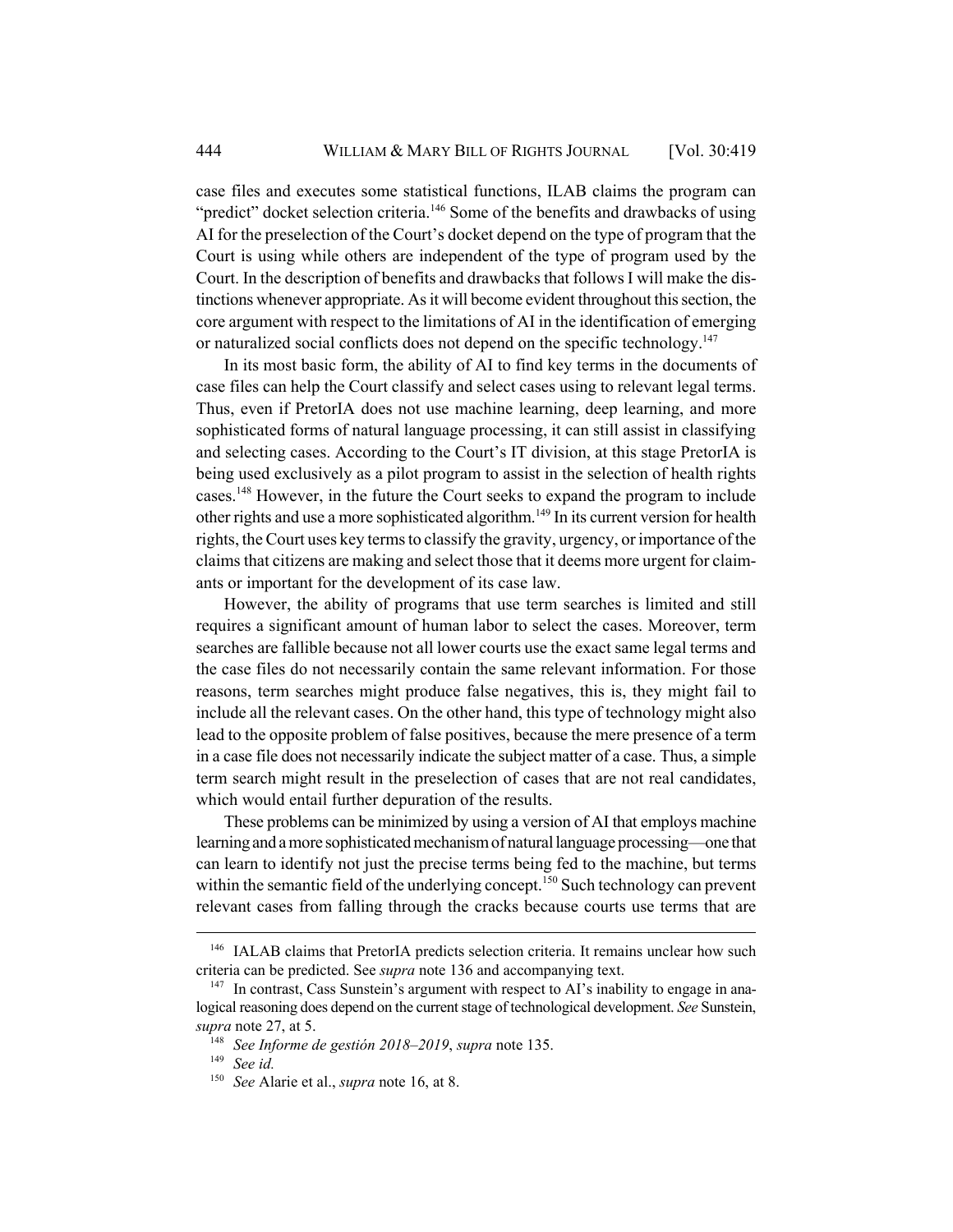case files and executes some statistical functions, ILAB claims the program can "predict" docket selection criteria.[146] Some of the benefits and drawbacks of using AI for the preselection of the Court's docket depend on the type of program that the Court is using while others are independent of the type of program used by the Court. In the description of benefits and drawbacks that follows I will make the distinctions whenever appropriate. As it will become evident throughout this section, the core argument with respect to the limitations of AI in the identification of emerging or naturalized social conflicts does not depend on the specific technology.[147]

In its most basic form, the ability of AI to find key terms in the documents of case files can help the Court classify and select cases using to relevant legal terms. Thus, even if PretorIA does not use machine learning, deep learning, and more sophisticated forms of natural language processing, it can still assist in classifying and selecting cases. According to the Court's IT division, at this stage PretorIA is being used exclusively as a pilot program to assist in the selection of health rights cases.[148] However, in the future the Court seeks to expand the program to include other rights and use a more sophisticated algorithm.[149] In its current version for health rights, the Court uses key terms to classify the gravity, urgency, or importance of the claims that citizens are making and select those that it deems more urgent for claimants or important for the development of its case law.

However, the ability of programs that use term searches is limited and still requires a significant amount of human labor to select the cases. Moreover, term searches are fallible because not all lower courts use the exact same legal terms and the case files do not necessarily contain the same relevant information. For those reasons, term searches might produce false negatives, this is, they might fail to include all the relevant cases. On the other hand, this type of technology might also lead to the opposite problem of false positives, because the mere presence of a term in a case file does not necessarily indicate the subject matter of a case. Thus, a simple term search might result in the preselection of cases that are not real candidates, which would entail further depuration of the results.

These problems can be minimized by using a version of AI that employs machine learning and a more sophisticated mechanism of natural language processing—one that can learn to identify not just the precise terms being fed to the machine, but terms within the semantic field of the underlying concept.[150] Such technology can prevent relevant cases from falling through the cracks because courts use terms that are

---

[146] IALAB claims that PretorIA predicts selection criteria. It remains unclear how such criteria can be predicted. See *supra* note 136 and accompanying text.

[147] In contrast, Cass Sunstein's argument with respect to AI's inability to engage in analogical reasoning does depend on the current stage of technological development. *See* Sunstein, *supra* note 27, at 5.

[148] *See Informe de gestión 2018–2019*, *supra* note 135.

[149] *See id.*

[150] *See* Alarie et al., *supra* note 16, at 8.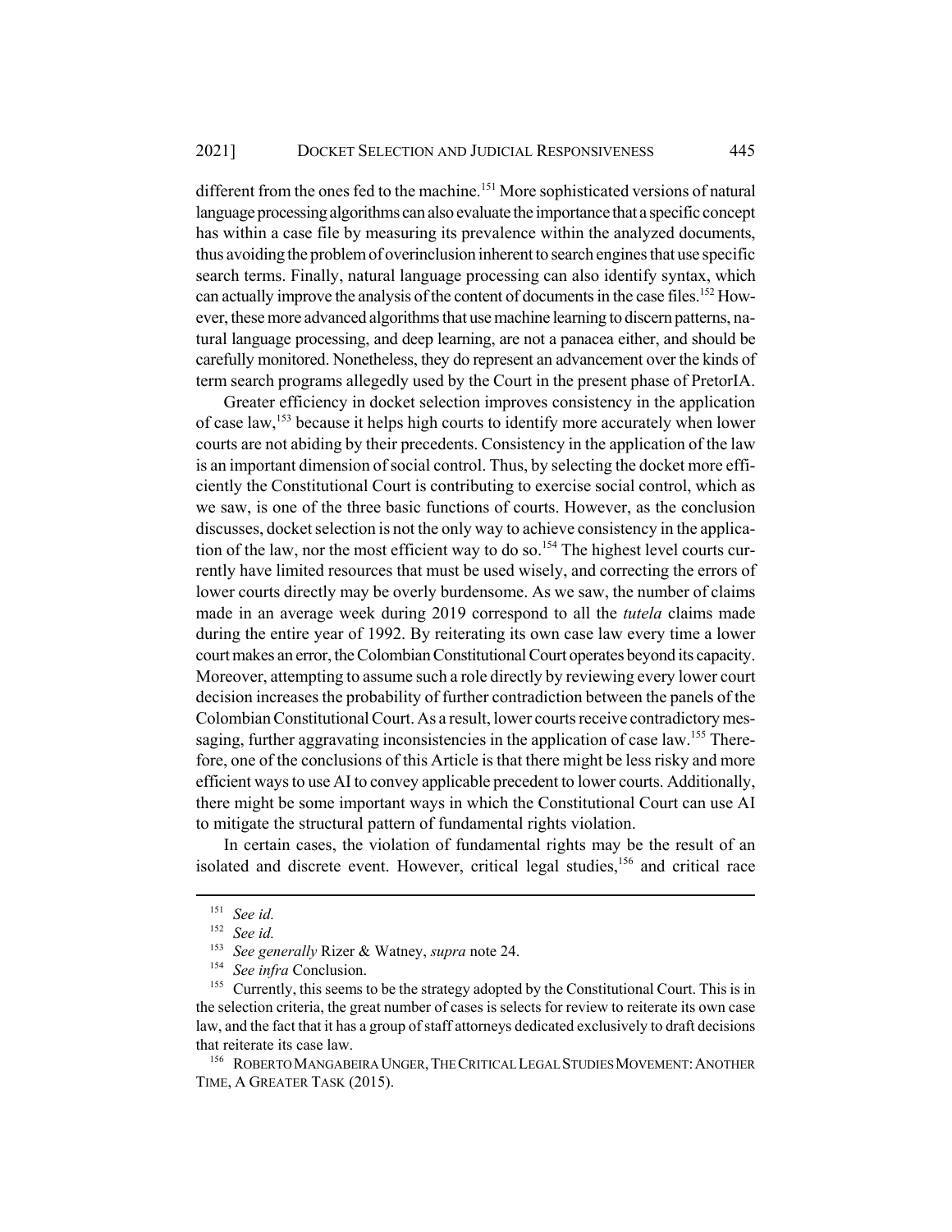different from the ones fed to the machine.[151] More sophisticated versions of natural language processing algorithms can also evaluate the importance that a specific concept has within a case file by measuring its prevalence within the analyzed documents, thus avoiding the problem of overinclusion inherent to search engines that use specific search terms. Finally, natural language processing can also identify syntax, which can actually improve the analysis of the content of documents in the case files.[152] However, these more advanced algorithms that use machine learning to discern patterns, natural language processing, and deep learning, are not a panacea either, and should be carefully monitored. Nonetheless, they do represent an advancement over the kinds of term search programs allegedly used by the Court in the present phase of PretorIA.

Greater efficiency in docket selection improves consistency in the application of case law,[153] because it helps high courts to identify more accurately when lower courts are not abiding by their precedents. Consistency in the application of the law is an important dimension of social control. Thus, by selecting the docket more efficiently the Constitutional Court is contributing to exercise social control, which as we saw, is one of the three basic functions of courts. However, as the conclusion discusses, docket selection is not the only way to achieve consistency in the application of the law, nor the most efficient way to do so.[154] The highest level courts currently have limited resources that must be used wisely, and correcting the errors of lower courts directly may be overly burdensome. As we saw, the number of claims made in an average week during 2019 correspond to all the *tutela* claims made during the entire year of 1992. By reiterating its own case law every time a lower court makes an error, the Colombian Constitutional Court operates beyond its capacity. Moreover, attempting to assume such a role directly by reviewing every lower court decision increases the probability of further contradiction between the panels of the Colombian Constitutional Court. As a result, lower courts receive contradictory messaging, further aggravating inconsistencies in the application of case law.[155] Therefore, one of the conclusions of this Article is that there might be less risky and more efficient ways to use AI to convey applicable precedent to lower courts. Additionally, there might be some important ways in which the Constitutional Court can use AI to mitigate the structural pattern of fundamental rights violation.

In certain cases, the violation of fundamental rights may be the result of an isolated and discrete event. However, critical legal studies,[156] and critical race

---

[151] *See id.*

[152] *See id.*

[153] *See generally* Rizer & Watney, *supra* note 24.

[154] *See infra* Conclusion.

[155] Currently, this seems to be the strategy adopted by the Constitutional Court. This is in the selection criteria, the great number of cases is selects for review to reiterate its own case law, and the fact that it has a group of staff attorneys dedicated exclusively to draft decisions that reiterate its case law.

[156] ROBERTO MANGABEIRA UNGER, THE CRITICAL LEGAL STUDIES MOVEMENT: ANOTHER TIME, A GREATER TASK (2015).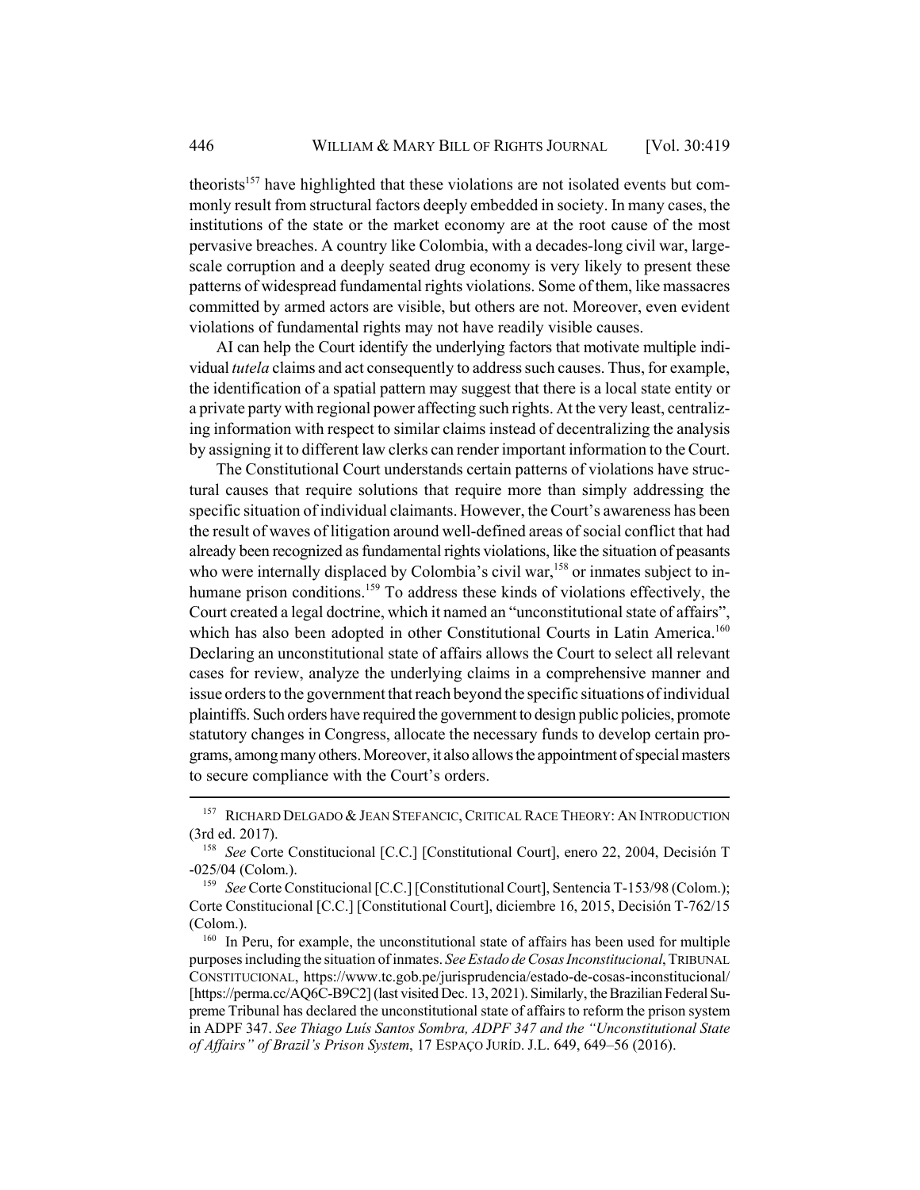theorists[157] have highlighted that these violations are not isolated events but commonly result from structural factors deeply embedded in society. In many cases, the institutions of the state or the market economy are at the root cause of the most pervasive breaches. A country like Colombia, with a decades-long civil war, large-scale corruption and a deeply seated drug economy is very likely to present these patterns of widespread fundamental rights violations. Some of them, like massacres committed by armed actors are visible, but others are not. Moreover, even evident violations of fundamental rights may not have readily visible causes.

AI can help the Court identify the underlying factors that motivate multiple individual *tutela* claims and act consequently to address such causes. Thus, for example, the identification of a spatial pattern may suggest that there is a local state entity or a private party with regional power affecting such rights. At the very least, centralizing information with respect to similar claims instead of decentralizing the analysis by assigning it to different law clerks can render important information to the Court.

The Constitutional Court understands certain patterns of violations have structural causes that require solutions that require more than simply addressing the specific situation of individual claimants. However, the Court's awareness has been the result of waves of litigation around well-defined areas of social conflict that had already been recognized as fundamental rights violations, like the situation of peasants who were internally displaced by Colombia's civil war,[158] or inmates subject to inhumane prison conditions.[159] To address these kinds of violations effectively, the Court created a legal doctrine, which it named an "unconstitutional state of affairs", which has also been adopted in other Constitutional Courts in Latin America.[160] Declaring an unconstitutional state of affairs allows the Court to select all relevant cases for review, analyze the underlying claims in a comprehensive manner and issue orders to the government that reach beyond the specific situations of individual plaintiffs. Such orders have required the government to design public policies, promote statutory changes in Congress, allocate the necessary funds to develop certain programs, among many others. Moreover, it also allows the appointment of special masters to secure compliance with the Court's orders.

---

[157] RICHARD DELGADO & JEAN STEFANCIC, CRITICAL RACE THEORY: AN INTRODUCTION (3rd ed. 2017).

[158] *See* Corte Constitucional [C.C.] [Constitutional Court], enero 22, 2004, Decisión T -025/04 (Colom.).

[159] *See* Corte Constitucional [C.C.] [Constitutional Court], Sentencia T-153/98 (Colom.); Corte Constitucional [C.C.] [Constitutional Court], diciembre 16, 2015, Decisión T-762/15 (Colom.).

[160] In Peru, for example, the unconstitutional state of affairs has been used for multiple purposes including the situation of inmates. *See Estado de Cosas Inconstitucional*, TRIBUNAL CONSTITUCIONAL, https://www.tc.gob.pe/jurisprudencia/estado-de-cosas-inconstitucional/ [https://perma.cc/AQ6C-B9C2] (last visited Dec. 13, 2021). Similarly, the Brazilian Federal Supreme Tribunal has declared the unconstitutional state of affairs to reform the prison system in ADPF 347. *See Thiago Luís Santos Sombra, ADPF 347 and the "Unconstitutional State of Affairs" of Brazil's Prison System*, 17 ESPAÇO JURÍD. J.L. 649, 649–56 (2016).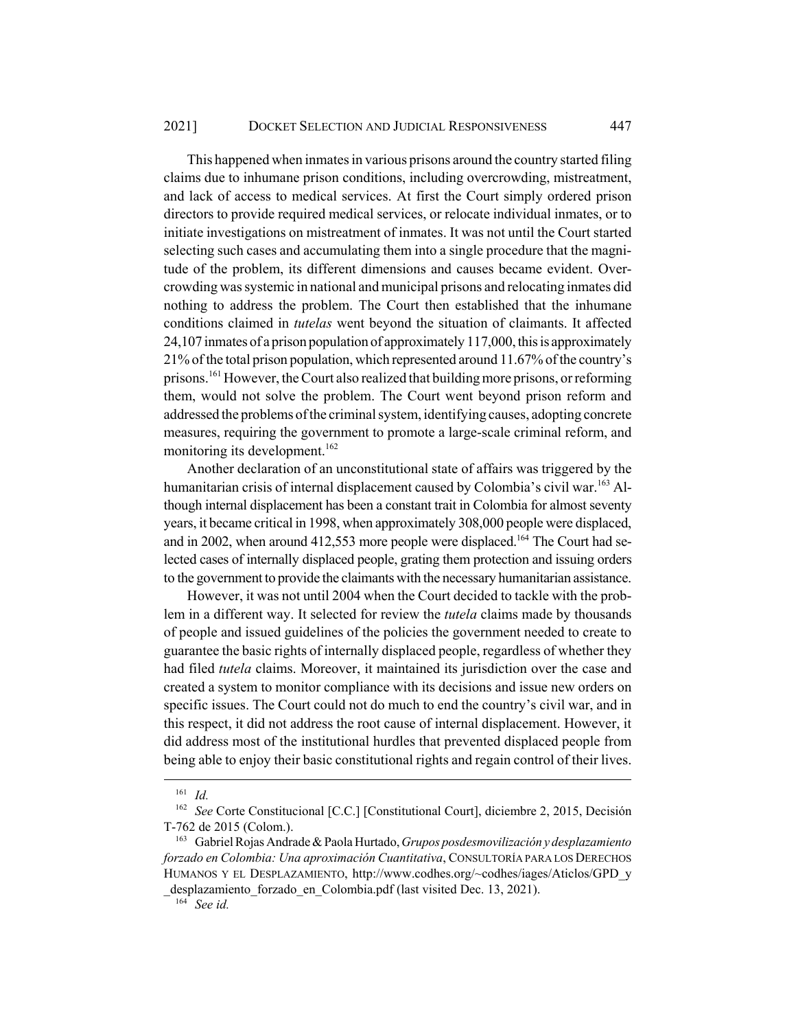This happened when inmates in various prisons around the country started filing claims due to inhumane prison conditions, including overcrowding, mistreatment, and lack of access to medical services. At first the Court simply ordered prison directors to provide required medical services, or relocate individual inmates, or to initiate investigations on mistreatment of inmates. It was not until the Court started selecting such cases and accumulating them into a single procedure that the magnitude of the problem, its different dimensions and causes became evident. Overcrowding was systemic in national and municipal prisons and relocating inmates did nothing to address the problem. The Court then established that the inhumane conditions claimed in *tutelas* went beyond the situation of claimants. It affected 24,107 inmates of a prison population of approximately 117,000, this is approximately 21% of the total prison population, which represented around 11.67% of the country's prisons.[161] However, the Court also realized that building more prisons, or reforming them, would not solve the problem. The Court went beyond prison reform and addressed the problems of the criminal system, identifying causes, adopting concrete measures, requiring the government to promote a large-scale criminal reform, and monitoring its development.[162]

Another declaration of an unconstitutional state of affairs was triggered by the humanitarian crisis of internal displacement caused by Colombia's civil war.[163] Although internal displacement has been a constant trait in Colombia for almost seventy years, it became critical in 1998, when approximately 308,000 people were displaced, and in 2002, when around 412,553 more people were displaced.[164] The Court had selected cases of internally displaced people, grating them protection and issuing orders to the government to provide the claimants with the necessary humanitarian assistance.

However, it was not until 2004 when the Court decided to tackle with the problem in a different way. It selected for review the *tutela* claims made by thousands of people and issued guidelines of the policies the government needed to create to guarantee the basic rights of internally displaced people, regardless of whether they had filed *tutela* claims. Moreover, it maintained its jurisdiction over the case and created a system to monitor compliance with its decisions and issue new orders on specific issues. The Court could not do much to end the country's civil war, and in this respect, it did not address the root cause of internal displacement. However, it did address most of the institutional hurdles that prevented displaced people from being able to enjoy their basic constitutional rights and regain control of their lives.

---

[161] *Id.*

[162] *See* Corte Constitucional [C.C.] [Constitutional Court], diciembre 2, 2015, Decisión T-762 de 2015 (Colom.).

[163] Gabriel Rojas Andrade & Paola Hurtado, *Grupos posdesmovilización y desplazamiento forzado en Colombia: Una aproximación Cuantitativa*, CONSULTORÍA PARA LOS DERECHOS HUMANOS Y EL DESPLAZAMIENTO, http://www.codhes.org/~codhes/iages/Aticlos/GPD_y_desplazamiento_forzado_en_Colombia.pdf (last visited Dec. 13, 2021).

[164] *See id.*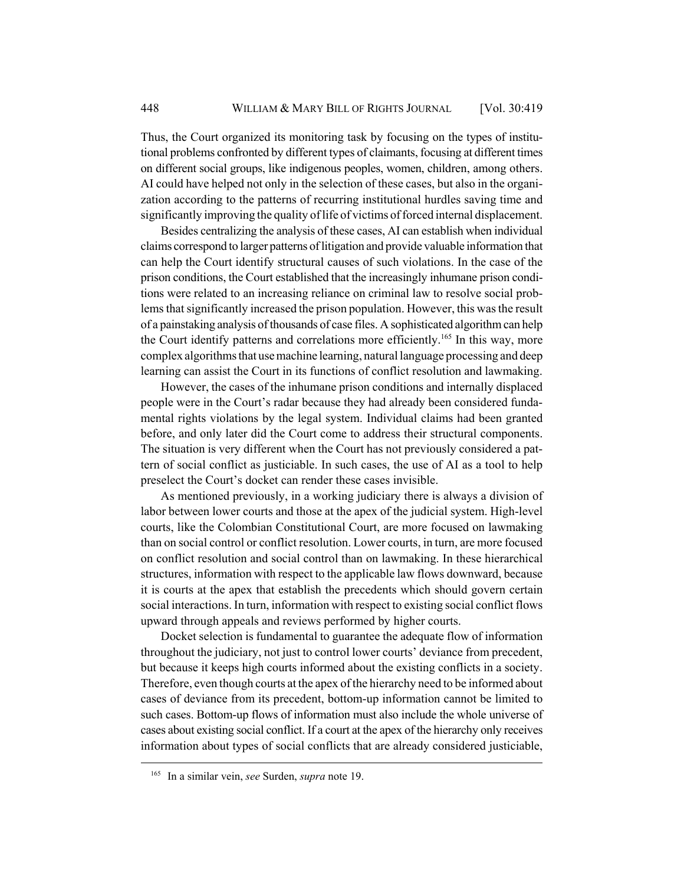Thus, the Court organized its monitoring task by focusing on the types of institutional problems confronted by different types of claimants, focusing at different times on different social groups, like indigenous peoples, women, children, among others. AI could have helped not only in the selection of these cases, but also in the organization according to the patterns of recurring institutional hurdles saving time and significantly improving the quality of life of victims of forced internal displacement.

Besides centralizing the analysis of these cases, AI can establish when individual claims correspond to larger patterns of litigation and provide valuable information that can help the Court identify structural causes of such violations. In the case of the prison conditions, the Court established that the increasingly inhumane prison conditions were related to an increasing reliance on criminal law to resolve social problems that significantly increased the prison population. However, this was the result of a painstaking analysis of thousands of case files. A sophisticated algorithm can help the Court identify patterns and correlations more efficiently.[165] In this way, more complex algorithms that use machine learning, natural language processing and deep learning can assist the Court in its functions of conflict resolution and lawmaking.

However, the cases of the inhumane prison conditions and internally displaced people were in the Court's radar because they had already been considered fundamental rights violations by the legal system. Individual claims had been granted before, and only later did the Court come to address their structural components. The situation is very different when the Court has not previously considered a pattern of social conflict as justiciable. In such cases, the use of AI as a tool to help preselect the Court's docket can render these cases invisible.

As mentioned previously, in a working judiciary there is always a division of labor between lower courts and those at the apex of the judicial system. High-level courts, like the Colombian Constitutional Court, are more focused on lawmaking than on social control or conflict resolution. Lower courts, in turn, are more focused on conflict resolution and social control than on lawmaking. In these hierarchical structures, information with respect to the applicable law flows downward, because it is courts at the apex that establish the precedents which should govern certain social interactions. In turn, information with respect to existing social conflict flows upward through appeals and reviews performed by higher courts.

Docket selection is fundamental to guarantee the adequate flow of information throughout the judiciary, not just to control lower courts' deviance from precedent, but because it keeps high courts informed about the existing conflicts in a society. Therefore, even though courts at the apex of the hierarchy need to be informed about cases of deviance from its precedent, bottom-up information cannot be limited to such cases. Bottom-up flows of information must also include the whole universe of cases about existing social conflict. If a court at the apex of the hierarchy only receives information about types of social conflicts that are already considered justiciable,

---

[165] In a similar vein, *see* Surden, *supra* note 19.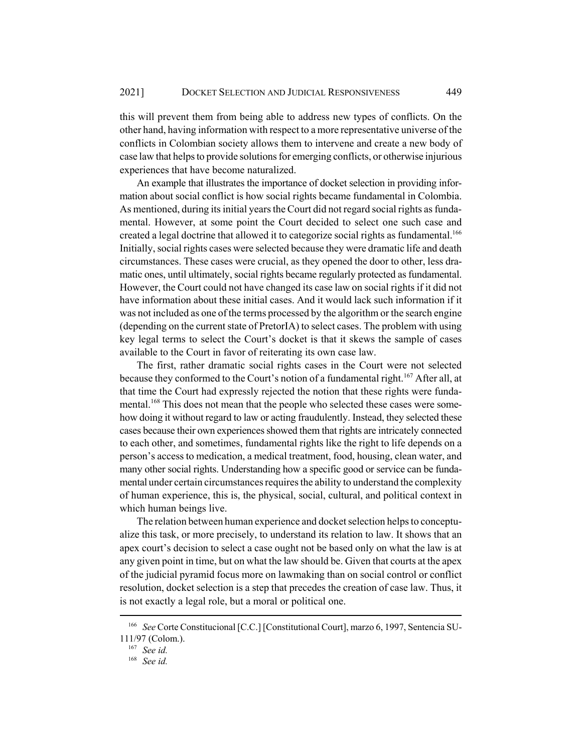this will prevent them from being able to address new types of conflicts. On the other hand, having information with respect to a more representative universe of the conflicts in Colombian society allows them to intervene and create a new body of case law that helps to provide solutions for emerging conflicts, or otherwise injurious experiences that have become naturalized.

An example that illustrates the importance of docket selection in providing information about social conflict is how social rights became fundamental in Colombia. As mentioned, during its initial years the Court did not regard social rights as fundamental. However, at some point the Court decided to select one such case and created a legal doctrine that allowed it to categorize social rights as fundamental.[166] Initially, social rights cases were selected because they were dramatic life and death circumstances. These cases were crucial, as they opened the door to other, less dramatic ones, until ultimately, social rights became regularly protected as fundamental. However, the Court could not have changed its case law on social rights if it did not have information about these initial cases. And it would lack such information if it was not included as one of the terms processed by the algorithm or the search engine (depending on the current state of PretorIA) to select cases. The problem with using key legal terms to select the Court's docket is that it skews the sample of cases available to the Court in favor of reiterating its own case law.

The first, rather dramatic social rights cases in the Court were not selected because they conformed to the Court's notion of a fundamental right.[167] After all, at that time the Court had expressly rejected the notion that these rights were fundamental.[168] This does not mean that the people who selected these cases were somehow doing it without regard to law or acting fraudulently. Instead, they selected these cases because their own experiences showed them that rights are intricately connected to each other, and sometimes, fundamental rights like the right to life depends on a person's access to medication, a medical treatment, food, housing, clean water, and many other social rights. Understanding how a specific good or service can be fundamental under certain circumstances requires the ability to understand the complexity of human experience, this is, the physical, social, cultural, and political context in which human beings live.

The relation between human experience and docket selection helps to conceptualize this task, or more precisely, to understand its relation to law. It shows that an apex court's decision to select a case ought not be based only on what the law is at any given point in time, but on what the law should be. Given that courts at the apex of the judicial pyramid focus more on lawmaking than on social control or conflict resolution, docket selection is a step that precedes the creation of case law. Thus, it is not exactly a legal role, but a moral or political one.

---

[166] *See* Corte Constitucional [C.C.] [Constitutional Court], marzo 6, 1997, Sentencia SU-111/97 (Colom.).

[167] *See id.*

[168] *See id.*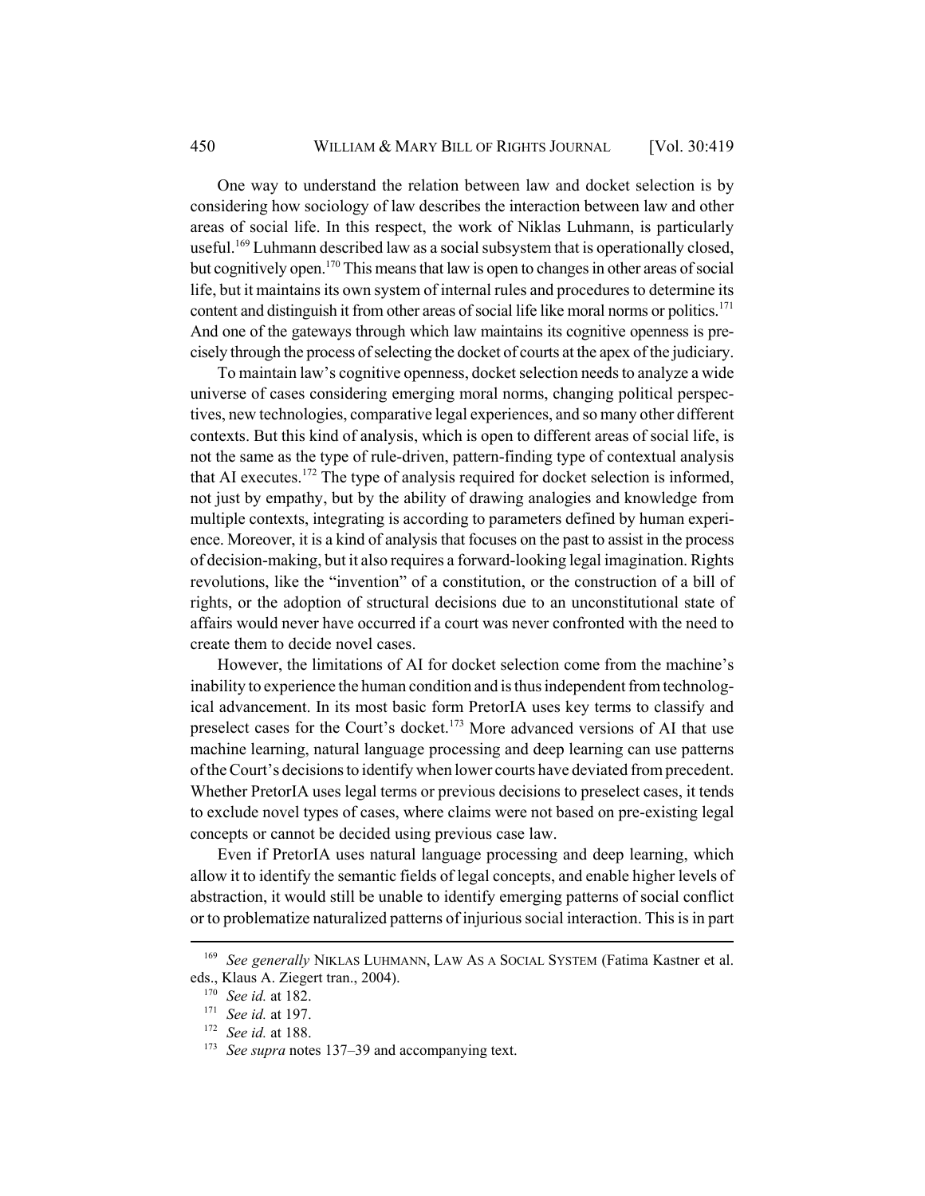One way to understand the relation between law and docket selection is by considering how sociology of law describes the interaction between law and other areas of social life. In this respect, the work of Niklas Luhmann, is particularly useful.[169] Luhmann described law as a social subsystem that is operationally closed, but cognitively open.[170] This means that law is open to changes in other areas of social life, but it maintains its own system of internal rules and procedures to determine its content and distinguish it from other areas of social life like moral norms or politics.[171] And one of the gateways through which law maintains its cognitive openness is precisely through the process of selecting the docket of courts at the apex of the judiciary.

To maintain law's cognitive openness, docket selection needs to analyze a wide universe of cases considering emerging moral norms, changing political perspectives, new technologies, comparative legal experiences, and so many other different contexts. But this kind of analysis, which is open to different areas of social life, is not the same as the type of rule-driven, pattern-finding type of contextual analysis that AI executes.[172] The type of analysis required for docket selection is informed, not just by empathy, but by the ability of drawing analogies and knowledge from multiple contexts, integrating is according to parameters defined by human experience. Moreover, it is a kind of analysis that focuses on the past to assist in the process of decision-making, but it also requires a forward-looking legal imagination. Rights revolutions, like the "invention" of a constitution, or the construction of a bill of rights, or the adoption of structural decisions due to an unconstitutional state of affairs would never have occurred if a court was never confronted with the need to create them to decide novel cases.

However, the limitations of AI for docket selection come from the machine's inability to experience the human condition and is thus independent from technological advancement. In its most basic form PretorIA uses key terms to classify and preselect cases for the Court's docket.[173] More advanced versions of AI that use machine learning, natural language processing and deep learning can use patterns of the Court's decisions to identify when lower courts have deviated from precedent. Whether PretorIA uses legal terms or previous decisions to preselect cases, it tends to exclude novel types of cases, where claims were not based on pre-existing legal concepts or cannot be decided using previous case law.

Even if PretorIA uses natural language processing and deep learning, which allow it to identify the semantic fields of legal concepts, and enable higher levels of abstraction, it would still be unable to identify emerging patterns of social conflict or to problematize naturalized patterns of injurious social interaction. This is in part

---

[169] *See generally* NIKLAS LUHMANN, LAW AS A SOCIAL SYSTEM (Fatima Kastner et al. eds., Klaus A. Ziegert tran., 2004).

[170] *See id.* at 182.

[171] *See id.* at 197.

[172] *See id.* at 188.

[173] *See supra* notes 137–39 and accompanying text.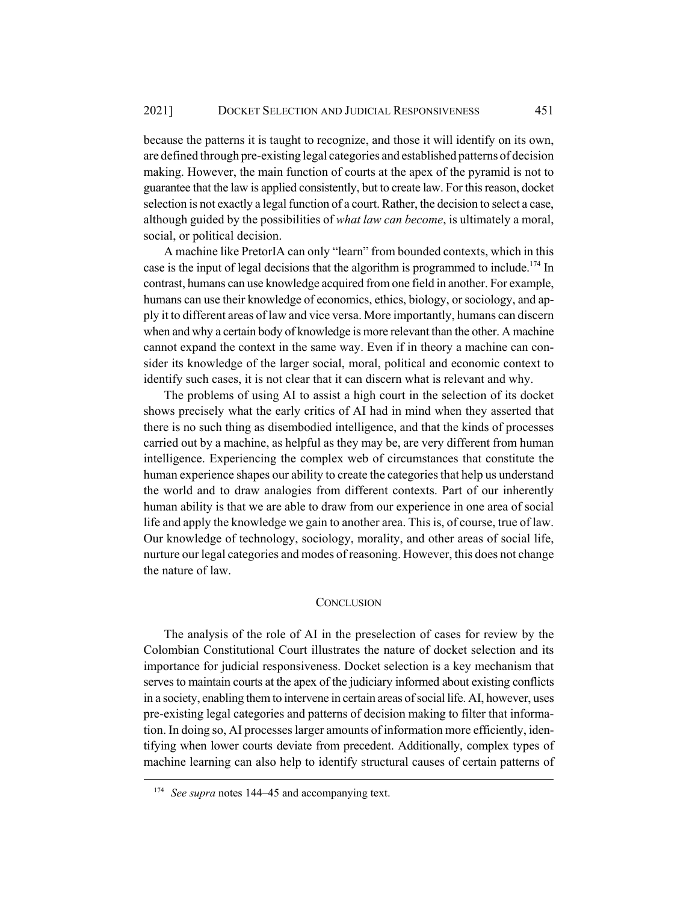because the patterns it is taught to recognize, and those it will identify on its own, are defined through pre-existing legal categories and established patterns of decision making. However, the main function of courts at the apex of the pyramid is not to guarantee that the law is applied consistently, but to create law. For this reason, docket selection is not exactly a legal function of a court. Rather, the decision to select a case, although guided by the possibilities of *what law can become*, is ultimately a moral, social, or political decision.

A machine like PretorIA can only "learn" from bounded contexts, which in this case is the input of legal decisions that the algorithm is programmed to include.[174] In contrast, humans can use knowledge acquired from one field in another. For example, humans can use their knowledge of economics, ethics, biology, or sociology, and apply it to different areas of law and vice versa. More importantly, humans can discern when and why a certain body of knowledge is more relevant than the other. A machine cannot expand the context in the same way. Even if in theory a machine can consider its knowledge of the larger social, moral, political and economic context to identify such cases, it is not clear that it can discern what is relevant and why.

The problems of using AI to assist a high court in the selection of its docket shows precisely what the early critics of AI had in mind when they asserted that there is no such thing as disembodied intelligence, and that the kinds of processes carried out by a machine, as helpful as they may be, are very different from human intelligence. Experiencing the complex web of circumstances that constitute the human experience shapes our ability to create the categories that help us understand the world and to draw analogies from different contexts. Part of our inherently human ability is that we are able to draw from our experience in one area of social life and apply the knowledge we gain to another area. This is, of course, true of law. Our knowledge of technology, sociology, morality, and other areas of social life, nurture our legal categories and modes of reasoning. However, this does not change the nature of law.

## CONCLUSION

The analysis of the role of AI in the preselection of cases for review by the Colombian Constitutional Court illustrates the nature of docket selection and its importance for judicial responsiveness. Docket selection is a key mechanism that serves to maintain courts at the apex of the judiciary informed about existing conflicts in a society, enabling them to intervene in certain areas of social life. AI, however, uses pre-existing legal categories and patterns of decision making to filter that information. In doing so, AI processes larger amounts of information more efficiently, identifying when lower courts deviate from precedent. Additionally, complex types of machine learning can also help to identify structural causes of certain patterns of

---

[174] *See supra* notes 144–45 and accompanying text.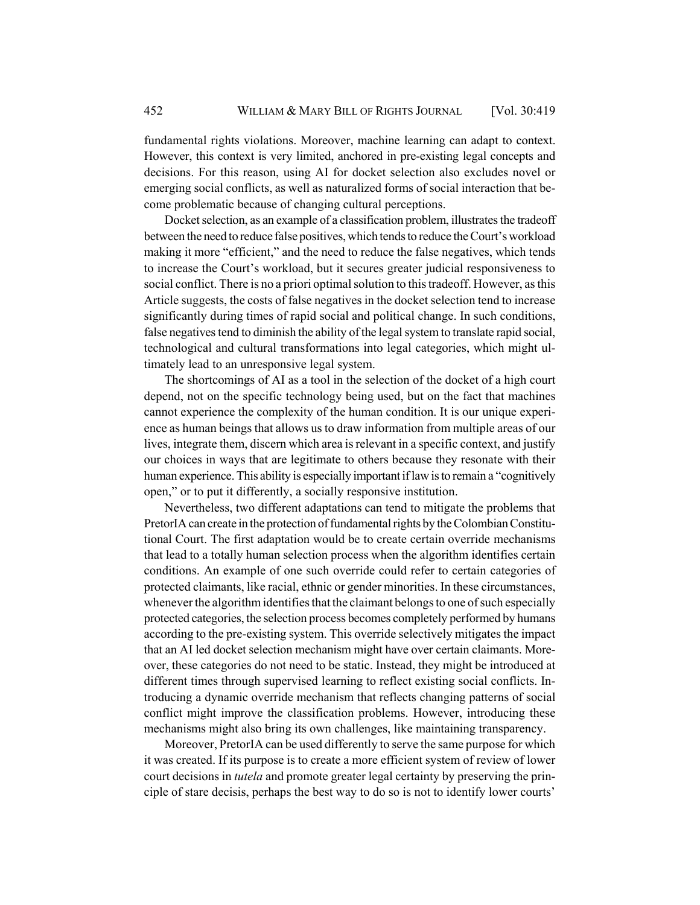fundamental rights violations. Moreover, machine learning can adapt to context. However, this context is very limited, anchored in pre-existing legal concepts and decisions. For this reason, using AI for docket selection also excludes novel or emerging social conflicts, as well as naturalized forms of social interaction that become problematic because of changing cultural perceptions.

Docket selection, as an example of a classification problem, illustrates the tradeoff between the need to reduce false positives, which tends to reduce the Court's workload making it more "efficient," and the need to reduce the false negatives, which tends to increase the Court's workload, but it secures greater judicial responsiveness to social conflict. There is no a priori optimal solution to this tradeoff. However, as this Article suggests, the costs of false negatives in the docket selection tend to increase significantly during times of rapid social and political change. In such conditions, false negatives tend to diminish the ability of the legal system to translate rapid social, technological and cultural transformations into legal categories, which might ultimately lead to an unresponsive legal system.

The shortcomings of AI as a tool in the selection of the docket of a high court depend, not on the specific technology being used, but on the fact that machines cannot experience the complexity of the human condition. It is our unique experience as human beings that allows us to draw information from multiple areas of our lives, integrate them, discern which area is relevant in a specific context, and justify our choices in ways that are legitimate to others because they resonate with their human experience. This ability is especially important if law is to remain a "cognitively open," or to put it differently, a socially responsive institution.

Nevertheless, two different adaptations can tend to mitigate the problems that PretorIA can create in the protection of fundamental rights by the Colombian Constitutional Court. The first adaptation would be to create certain override mechanisms that lead to a totally human selection process when the algorithm identifies certain conditions. An example of one such override could refer to certain categories of protected claimants, like racial, ethnic or gender minorities. In these circumstances, whenever the algorithm identifies that the claimant belongs to one of such especially protected categories, the selection process becomes completely performed by humans according to the pre-existing system. This override selectively mitigates the impact that an AI led docket selection mechanism might have over certain claimants. Moreover, these categories do not need to be static. Instead, they might be introduced at different times through supervised learning to reflect existing social conflicts. Introducing a dynamic override mechanism that reflects changing patterns of social conflict might improve the classification problems. However, introducing these mechanisms might also bring its own challenges, like maintaining transparency.

Moreover, PretorIA can be used differently to serve the same purpose for which it was created. If its purpose is to create a more efficient system of review of lower court decisions in *tutela* and promote greater legal certainty by preserving the principle of stare decisis, perhaps the best way to do so is not to identify lower courts'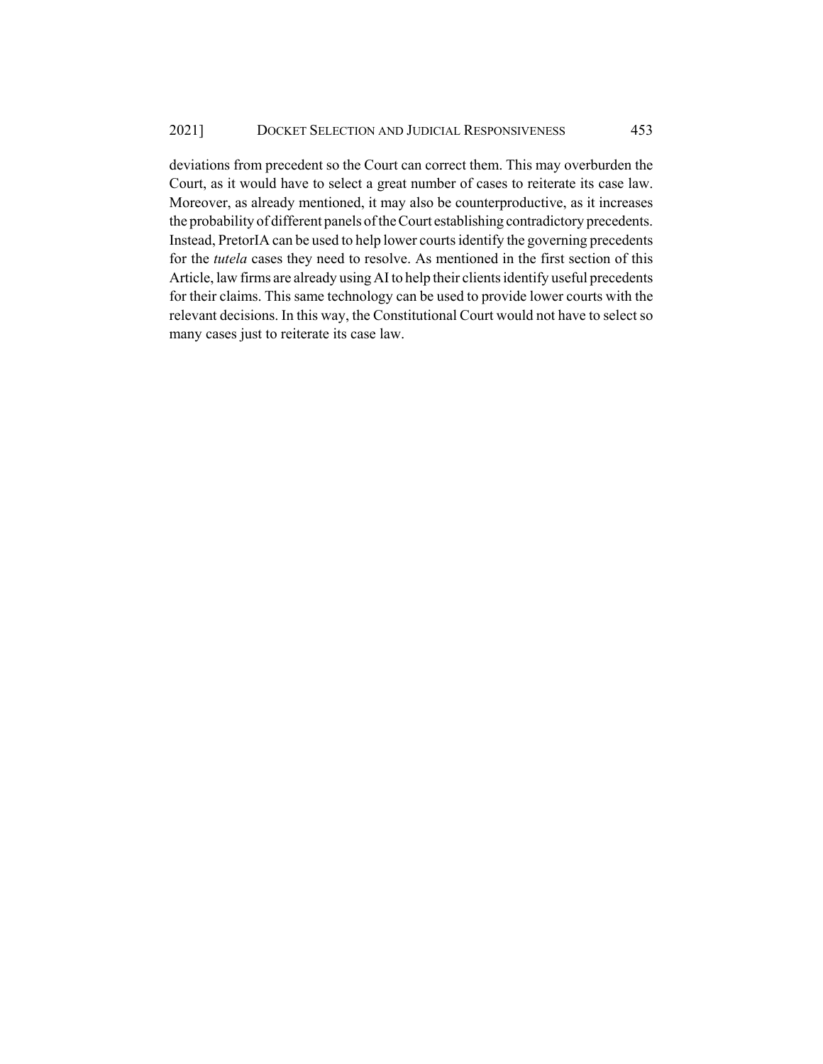deviations from precedent so the Court can correct them. This may overburden the Court, as it would have to select a great number of cases to reiterate its case law. Moreover, as already mentioned, it may also be counterproductive, as it increases the probability of different panels of the Court establishing contradictory precedents. Instead, PretorIA can be used to help lower courts identify the governing precedents for the *tutela* cases they need to resolve. As mentioned in the first section of this Article, law firms are already using AI to help their clients identify useful precedents for their claims. This same technology can be used to provide lower courts with the relevant decisions. In this way, the Constitutional Court would not have to select so many cases just to reiterate its case law.